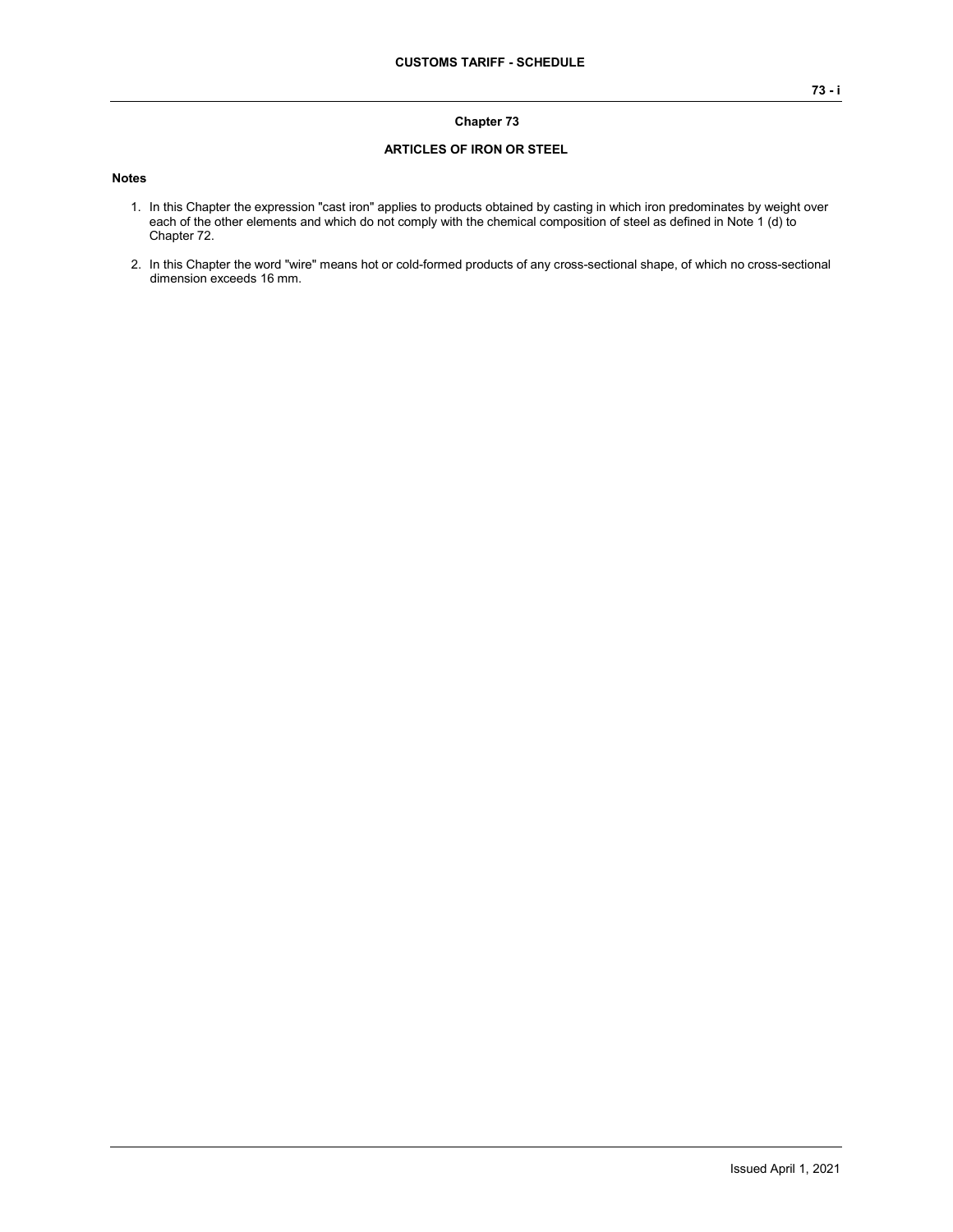# Chapter 73

## ARTICLES OF IRON OR STEEL

**Notes**

1. In this Chapter the expression "cast iron" applies to products obtained by casting in which iron predominates by weight over each of the other elements and which do not comply with the chemical composition of steel as defined in Note 1 (d) to Chapter 72.

2. In this Chapter the word "wire" means hot or cold-formed products of any cross-sectional shape, of which no cross-sectional dimension exceeds 16 mm.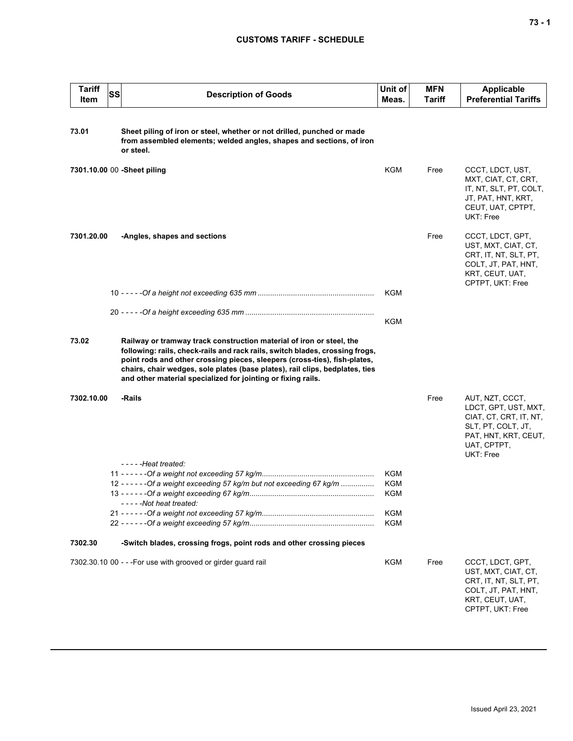## CUSTOMS TARIFF - SCHEDULE

| Tariff Item | SS | Description of Goods | Unit of Meas. | MFN Tariff | Applicable Preferential Tariffs |
|---|---|---|---|---|---|
| **73.01** | | **Sheet piling of iron or steel, whether or not drilled, punched or made from assembled elements; welded angles, shapes and sections, of iron or steel.** | | | |
| **7301.10.00** | 00 | **-Sheet piling** | KGM | Free | CCCT, LDCT, UST, MXT, CIAT, CT, CRT, IT, NT, SLT, PT, COLT, JT, PAT, HNT, KRT, CEUT, UAT, CPTPT, UKT: Free |
| **7301.20.00** | | **-Angles, shapes and sections** | | Free | CCCT, LDCT, GPT, UST, MXT, CIAT, CT, CRT, IT, NT, SLT, PT, COLT, JT, PAT, HNT, KRT, CEUT, UAT, CPTPT, UKT: Free |
| | 10 | - - - - -*Of a height not exceeding 635 mm* | KGM | | |
| | 20 | - - - - -*Of a height exceeding 635 mm* | KGM | | |
| **73.02** | | **Railway or tramway track construction material of iron or steel, the following: rails, check-rails and rack rails, switch blades, crossing frogs, point rods and other crossing pieces, sleepers (cross-ties), fish-plates, chairs, chair wedges, sole plates (base plates), rail clips, bedplates, ties and other material specialized for jointing or fixing rails.** | | | |
| **7302.10.00** | | **-Rails** | | Free | AUT, NZT, CCCT, LDCT, GPT, UST, MXT, CIAT, CT, CRT, IT, NT, SLT, PT, COLT, JT, PAT, HNT, KRT, CEUT, UAT, CPTPT, UKT: Free |
| | | - - - - -*Heat treated:* | | | |
| | 11 | - - - - - -*Of a weight not exceeding 57 kg/m* | KGM | | |
| | 12 | - - - - - -*Of a weight exceeding 57 kg/m but not exceeding 67 kg/m* | KGM | | |
| | 13 | - - - - - -*Of a weight exceeding 67 kg/m* | KGM | | |
| | | - - - - -*Not heat treated:* | | | |
| | 21 | - - - - - -*Of a weight not exceeding 57 kg/m* | KGM | | |
| | 22 | - - - - - -*Of a weight exceeding 57 kg/m* | KGM | | |
| **7302.30** | | **-Switch blades, crossing frogs, point rods and other crossing pieces** | | | |
| 7302.30.10 | 00 | - - -For use with grooved or girder guard rail | KGM | Free | CCCT, LDCT, GPT, UST, MXT, CIAT, CT, CRT, IT, NT, SLT, PT, COLT, JT, PAT, HNT, KRT, CEUT, UAT, CPTPT, UKT: Free |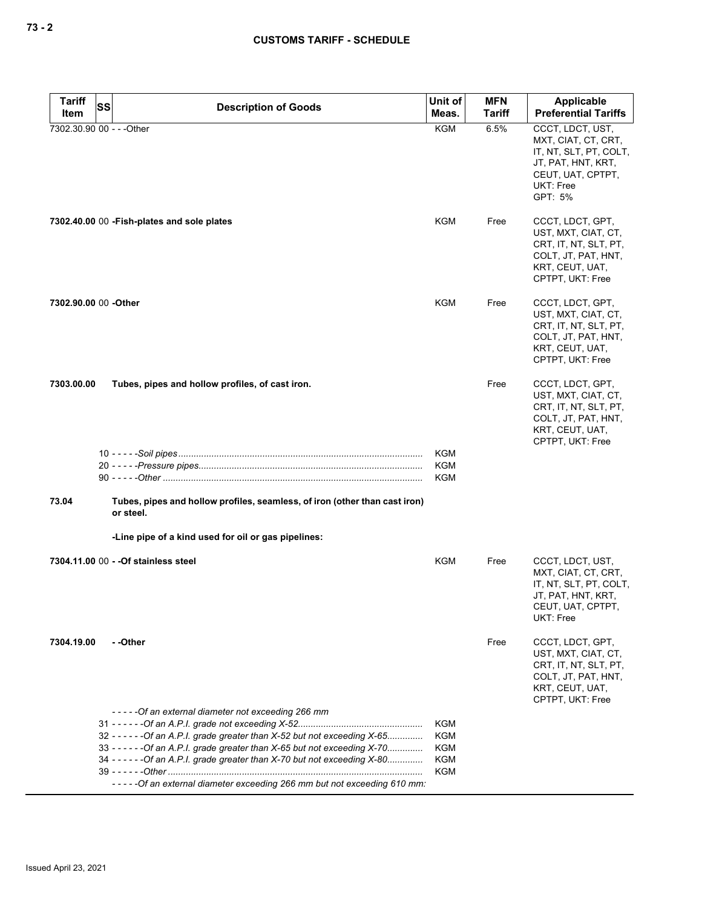| Tariff Item | SS | Description of Goods | Unit of Meas. | MFN Tariff | Applicable Preferential Tariffs |
|---|---|---|---|---|---|
| 7302.30.90 | 00 | - - -Other | KGM | 6.5% | CCCT, LDCT, UST, MXT, CIAT, CT, CRT, IT, NT, SLT, PT, COLT, JT, PAT, HNT, KRT, CEUT, UAT, CPTPT, UKT: Free<br>GPT: 5% |
| **7302.40.00** | 00 | **-Fish-plates and sole plates** | KGM | Free | CCCT, LDCT, GPT, UST, MXT, CIAT, CT, CRT, IT, NT, SLT, PT, COLT, JT, PAT, HNT, KRT, CEUT, UAT, CPTPT, UKT: Free |
| **7302.90.00** | 00 | **-Other** | KGM | Free | CCCT, LDCT, GPT, UST, MXT, CIAT, CT, CRT, IT, NT, SLT, PT, COLT, JT, PAT, HNT, KRT, CEUT, UAT, CPTPT, UKT: Free |
| **7303.00.00** | | **Tubes, pipes and hollow profiles, of cast iron.** | | Free | CCCT, LDCT, GPT, UST, MXT, CIAT, CT, CRT, IT, NT, SLT, PT, COLT, JT, PAT, HNT, KRT, CEUT, UAT, CPTPT, UKT: Free |
| | 10 | - - - - -*Soil pipes* | KGM | | |
| | 20 | - - - - -*Pressure pipes* | KGM | | |
| | 90 | - - - - -*Other* | KGM | | |
| **73.04** | | **Tubes, pipes and hollow profiles, seamless, of iron (other than cast iron) or steel.** | | | |
| | | **-Line pipe of a kind used for oil or gas pipelines:** | | | |
| **7304.11.00** | 00 | **- -Of stainless steel** | KGM | Free | CCCT, LDCT, UST, MXT, CIAT, CT, CRT, IT, NT, SLT, PT, COLT, JT, PAT, HNT, KRT, CEUT, UAT, CPTPT, UKT: Free |
| **7304.19.00** | | **- -Other** | | Free | CCCT, LDCT, GPT, UST, MXT, CIAT, CT, CRT, IT, NT, SLT, PT, COLT, JT, PAT, HNT, KRT, CEUT, UAT, CPTPT, UKT: Free |
| | | - - - - -*Of an external diameter not exceeding 266 mm* | | | |
| | 31 | - - - - - -*Of an A.P.I. grade not exceeding X-52* | KGM | | |
| | 32 | - - - - - -*Of an A.P.I. grade greater than X-52 but not exceeding X-65* | KGM | | |
| | 33 | - - - - - -*Of an A.P.I. grade greater than X-65 but not exceeding X-70* | KGM | | |
| | 34 | - - - - - -*Of an A.P.I. grade greater than X-70 but not exceeding X-80* | KGM | | |
| | 39 | - - - - - -*Other* | KGM | | |
| | | - - - - -*Of an external diameter exceeding 266 mm but not exceeding 610 mm:* | | | |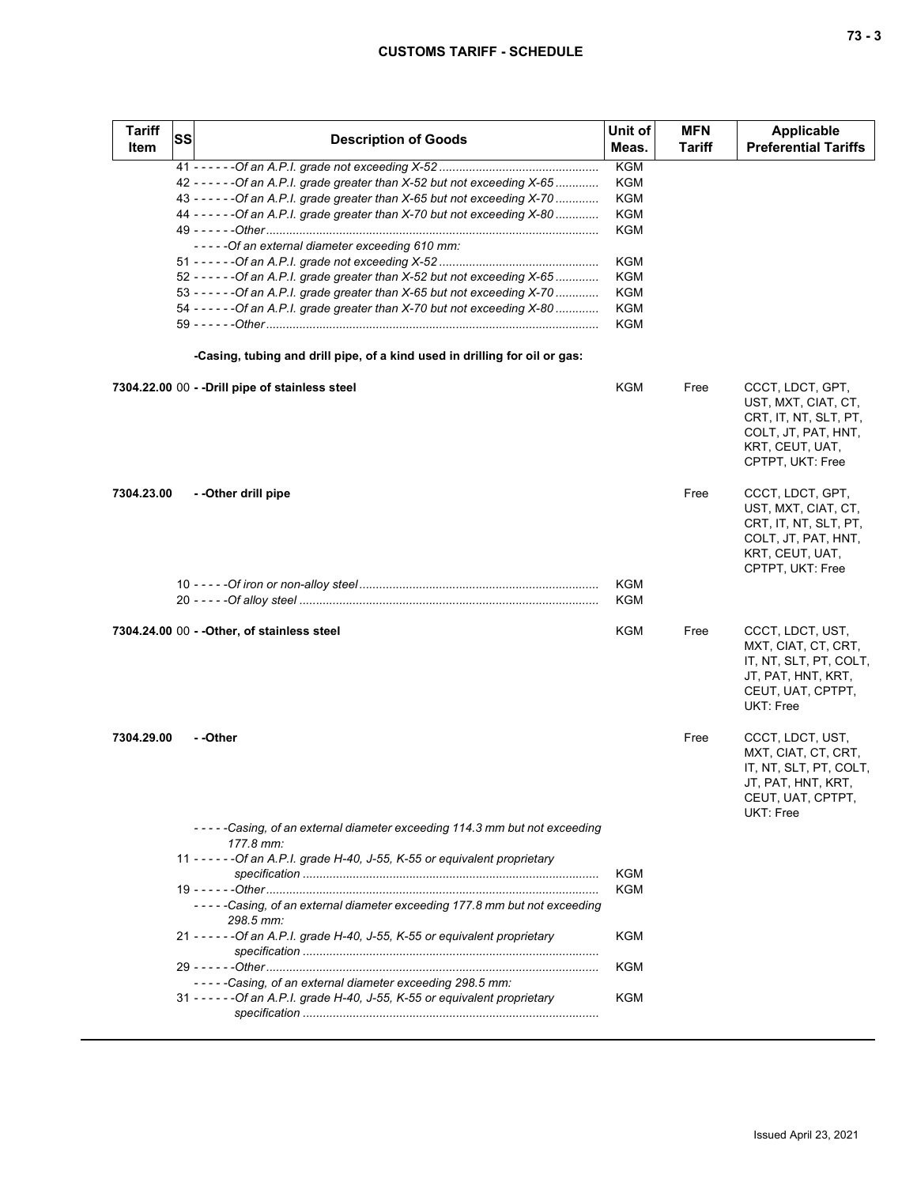| Tariff Item | SS | Description of Goods | Unit of Meas. | MFN Tariff | Applicable Preferential Tariffs |
|---|---|---|---|---|---|
| | 41 | - - - - - -Of an A.P.I. grade not exceeding X-52 | KGM | | |
| | 42 | - - - - - -Of an A.P.I. grade greater than X-52 but not exceeding X-65 | KGM | | |
| | 43 | - - - - - -Of an A.P.I. grade greater than X-65 but not exceeding X-70 | KGM | | |
| | 44 | - - - - - -Of an A.P.I. grade greater than X-70 but not exceeding X-80 | KGM | | |
| | 49 | - - - - - -Other | KGM | | |
| | | - - - - -Of an external diameter exceeding 610 mm: | | | |
| | 51 | - - - - - -Of an A.P.I. grade not exceeding X-52 | KGM | | |
| | 52 | - - - - - -Of an A.P.I. grade greater than X-52 but not exceeding X-65 | KGM | | |
| | 53 | - - - - - -Of an A.P.I. grade greater than X-65 but not exceeding X-70 | KGM | | |
| | 54 | - - - - - -Of an A.P.I. grade greater than X-70 but not exceeding X-80 | KGM | | |
| | 59 | - - - - - -Other | KGM | | |
| | | **-Casing, tubing and drill pipe, of a kind used in drilling for oil or gas:** | | | |
| **7304.22.00** | 00 | **- -Drill pipe of stainless steel** | KGM | Free | CCCT, LDCT, GPT, UST, MXT, CIAT, CT, CRT, IT, NT, SLT, PT, COLT, JT, PAT, HNT, KRT, CEUT, UAT, CPTPT, UKT: Free |
| **7304.23.00** | | **- -Other drill pipe** | | Free | CCCT, LDCT, GPT, UST, MXT, CIAT, CT, CRT, IT, NT, SLT, PT, COLT, JT, PAT, HNT, KRT, CEUT, UAT, CPTPT, UKT: Free |
| | 10 | - - - - -Of iron or non-alloy steel | KGM | | |
| | 20 | - - - - -Of alloy steel | KGM | | |
| **7304.24.00** | 00 | **- -Other, of stainless steel** | KGM | Free | CCCT, LDCT, UST, MXT, CIAT, CT, CRT, IT, NT, SLT, PT, COLT, JT, PAT, HNT, KRT, CEUT, UAT, CPTPT, UKT: Free |
| **7304.29.00** | | **- -Other** | | Free | CCCT, LDCT, UST, MXT, CIAT, CT, CRT, IT, NT, SLT, PT, COLT, JT, PAT, HNT, KRT, CEUT, UAT, CPTPT, UKT: Free |
| | | - - - - -Casing, of an external diameter exceeding 114.3 mm but not exceeding 177.8 mm: | | | |
| | 11 | - - - - - -Of an A.P.I. grade H-40, J-55, K-55 or equivalent proprietary specification | KGM | | |
| | 19 | - - - - - -Other | KGM | | |
| | | - - - - -Casing, of an external diameter exceeding 177.8 mm but not exceeding 298.5 mm: | | | |
| | 21 | - - - - - -Of an A.P.I. grade H-40, J-55, K-55 or equivalent proprietary specification | KGM | | |
| | 29 | - - - - - -Other | KGM | | |
| | | - - - - -Casing, of an external diameter exceeding 298.5 mm: | | | |
| | 31 | - - - - - -Of an A.P.I. grade H-40, J-55, K-55 or equivalent proprietary specification | KGM | | |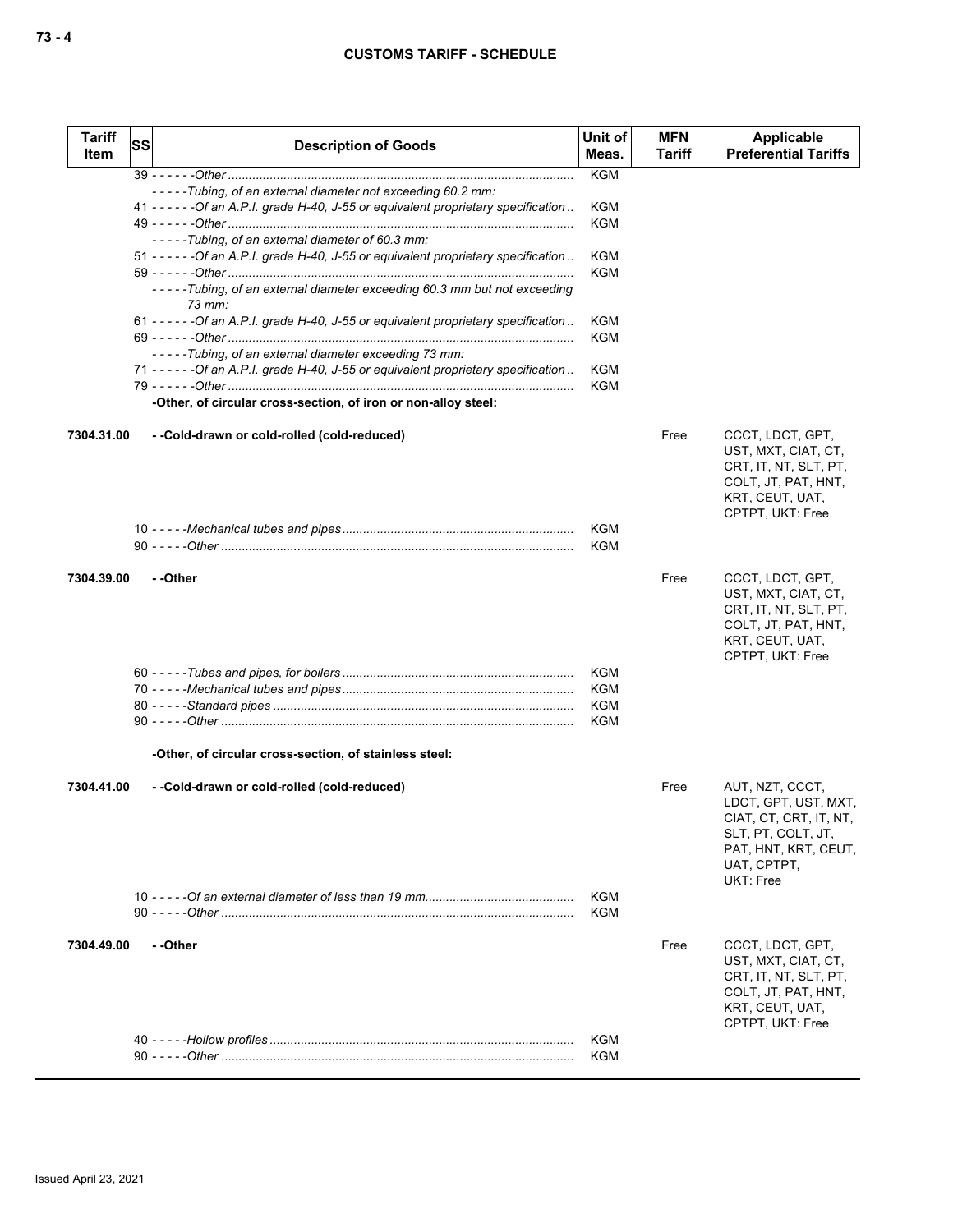| Tariff Item | SS | Description of Goods | Unit of Meas. | MFN Tariff | Applicable Preferential Tariffs |
|---|---|---|---|---|---|
| | 39 | - - - - - -*Other* | KGM | | |
| | | - - - - -*Tubing, of an external diameter not exceeding 60.2 mm:* | | | |
| | 41 | - - - - - -*Of an A.P.I. grade H-40, J-55 or equivalent proprietary specification* | KGM | | |
| | 49 | - - - - - -*Other* | KGM | | |
| | | - - - - -*Tubing, of an external diameter of 60.3 mm:* | | | |
| | 51 | - - - - - -*Of an A.P.I. grade H-40, J-55 or equivalent proprietary specification* | KGM | | |
| | 59 | - - - - - -*Other* | KGM | | |
| | | - - - - -*Tubing, of an external diameter exceeding 60.3 mm but not exceeding 73 mm:* | | | |
| | 61 | - - - - - -*Of an A.P.I. grade H-40, J-55 or equivalent proprietary specification* | KGM | | |
| | 69 | - - - - - -*Other* | KGM | | |
| | | - - - - -*Tubing, of an external diameter exceeding 73 mm:* | | | |
| | 71 | - - - - - -*Of an A.P.I. grade H-40, J-55 or equivalent proprietary specification* | KGM | | |
| | 79 | - - - - - -*Other* | KGM | | |
| | | **-Other, of circular cross-section, of iron or non-alloy steel:** | | | |
| **7304.31.00** | | **- -Cold-drawn or cold-rolled (cold-reduced)** | | Free | CCCT, LDCT, GPT, UST, MXT, CIAT, CT, CRT, IT, NT, SLT, PT, COLT, JT, PAT, HNT, KRT, CEUT, UAT, CPTPT, UKT: Free |
| | 10 | - - - - -*Mechanical tubes and pipes* | KGM | | |
| | 90 | - - - - -*Other* | KGM | | |
| **7304.39.00** | | **- -Other** | | Free | CCCT, LDCT, GPT, UST, MXT, CIAT, CT, CRT, IT, NT, SLT, PT, COLT, JT, PAT, HNT, KRT, CEUT, UAT, CPTPT, UKT: Free |
| | 60 | - - - - -*Tubes and pipes, for boilers* | KGM | | |
| | 70 | - - - - -*Mechanical tubes and pipes* | KGM | | |
| | 80 | - - - - -*Standard pipes* | KGM | | |
| | 90 | - - - - -*Other* | KGM | | |
| | | **-Other, of circular cross-section, of stainless steel:** | | | |
| **7304.41.00** | | **- -Cold-drawn or cold-rolled (cold-reduced)** | | Free | AUT, NZT, CCCT, LDCT, GPT, UST, MXT, CIAT, CT, CRT, IT, NT, SLT, PT, COLT, JT, PAT, HNT, KRT, CEUT, UAT, CPTPT, UKT: Free |
| | 10 | - - - - -*Of an external diameter of less than 19 mm* | KGM | | |
| | 90 | - - - - -*Other* | KGM | | |
| **7304.49.00** | | **- -Other** | | Free | CCCT, LDCT, GPT, UST, MXT, CIAT, CT, CRT, IT, NT, SLT, PT, COLT, JT, PAT, HNT, KRT, CEUT, UAT, CPTPT, UKT: Free |
| | 40 | - - - - -*Hollow profiles* | KGM | | |
| | 90 | - - - - -*Other* | KGM | | |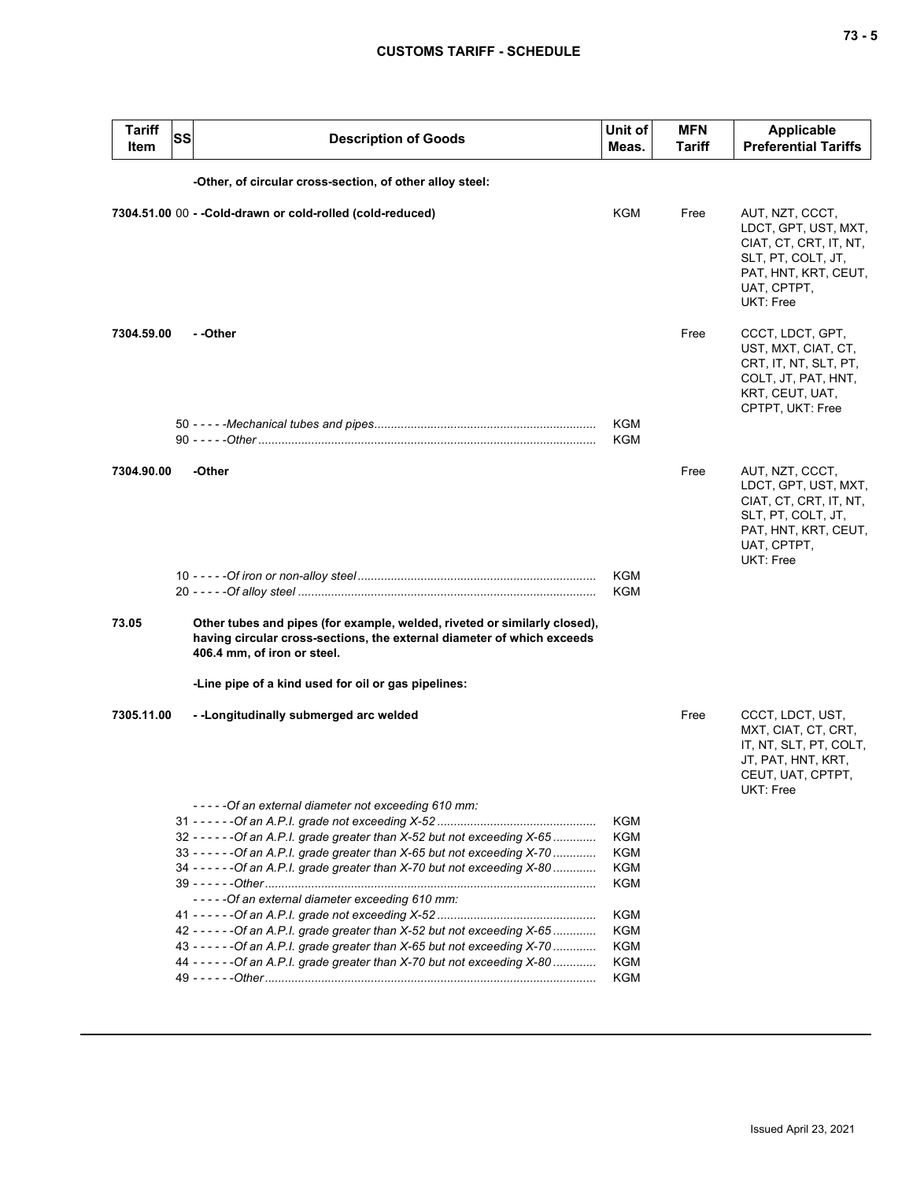| Tariff Item | SS | Description of Goods | Unit of Meas. | MFN Tariff | Applicable Preferential Tariffs |
|---|---|---|---|---|---|
| | | **-Other, of circular cross-section, of other alloy steel:** | | | |
| **7304.51.00** | 00 | **- -Cold-drawn or cold-rolled (cold-reduced)** | KGM | Free | AUT, NZT, CCCT, LDCT, GPT, UST, MXT, CIAT, CT, CRT, IT, NT, SLT, PT, COLT, JT, PAT, HNT, KRT, CEUT, UAT, CPTPT, UKT: Free |
| **7304.59.00** | | **- -Other** | | Free | CCCT, LDCT, GPT, UST, MXT, CIAT, CT, CRT, IT, NT, SLT, PT, COLT, JT, PAT, HNT, KRT, CEUT, UAT, CPTPT, UKT: Free |
| | | 50 - - - - -*Mechanical tubes and pipes* | KGM | | |
| | | 90 - - - - -*Other* | KGM | | |
| **7304.90.00** | | **-Other** | | Free | AUT, NZT, CCCT, LDCT, GPT, UST, MXT, CIAT, CT, CRT, IT, NT, SLT, PT, COLT, JT, PAT, HNT, KRT, CEUT, UAT, CPTPT, UKT: Free |
| | | 10 - - - - -*Of iron or non-alloy steel* | KGM | | |
| | | 20 - - - - -*Of alloy steel* | KGM | | |
| **73.05** | | **Other tubes and pipes (for example, welded, riveted or similarly closed), having circular cross-sections, the external diameter of which exceeds 406.4 mm, of iron or steel.** | | | |
| | | **-Line pipe of a kind used for oil or gas pipelines:** | | | |
| **7305.11.00** | | **- -Longitudinally submerged arc welded** | | Free | CCCT, LDCT, UST, MXT, CIAT, CT, CRT, IT, NT, SLT, PT, COLT, JT, PAT, HNT, KRT, CEUT, UAT, CPTPT, UKT: Free |
| | | - - - - -*Of an external diameter not exceeding 610 mm:* | | | |
| | | 31 - - - - - -*Of an A.P.I. grade not exceeding X-52* | KGM | | |
| | | 32 - - - - - -*Of an A.P.I. grade greater than X-52 but not exceeding X-65* | KGM | | |
| | | 33 - - - - - -*Of an A.P.I. grade greater than X-65 but not exceeding X-70* | KGM | | |
| | | 34 - - - - - -*Of an A.P.I. grade greater than X-70 but not exceeding X-80* | KGM | | |
| | | 39 - - - - - -*Other* | KGM | | |
| | | - - - - -*Of an external diameter exceeding 610 mm:* | | | |
| | | 41 - - - - - -*Of an A.P.I. grade not exceeding X-52* | KGM | | |
| | | 42 - - - - - -*Of an A.P.I. grade greater than X-52 but not exceeding X-65* | KGM | | |
| | | 43 - - - - - -*Of an A.P.I. grade greater than X-65 but not exceeding X-70* | KGM | | |
| | | 44 - - - - - -*Of an A.P.I. grade greater than X-70 but not exceeding X-80* | KGM | | |
| | | 49 - - - - - -*Other* | KGM | | |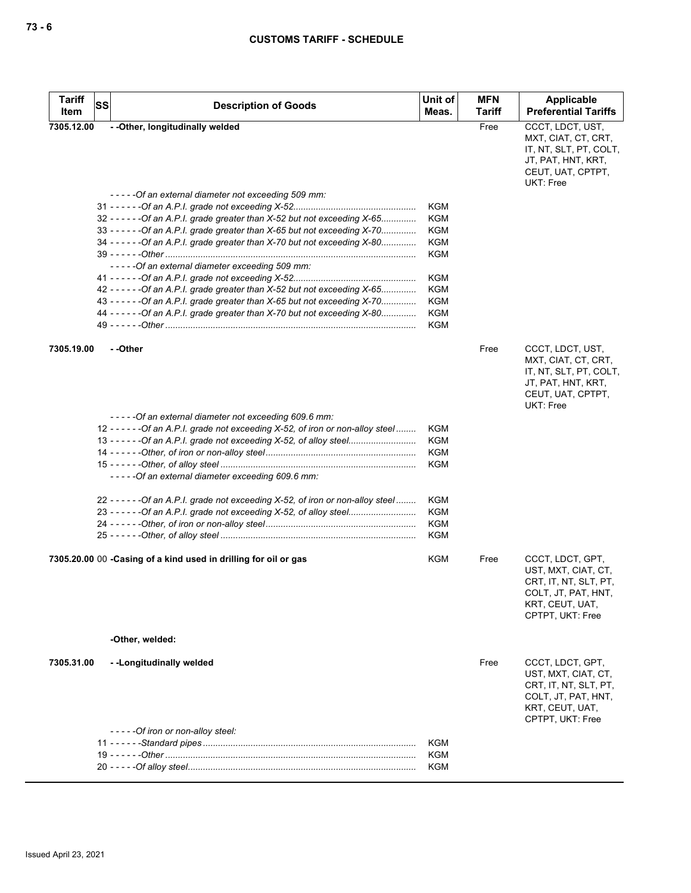| Tariff Item | SS | Description of Goods | Unit of Meas. | MFN Tariff | Applicable Preferential Tariffs |
|---|---|---|---|---|---|
| 7305.12.00 | | - -Other, longitudinally welded | | Free | CCCT, LDCT, UST, MXT, CIAT, CT, CRT, IT, NT, SLT, PT, COLT, JT, PAT, HNT, KRT, CEUT, UAT, CPTPT, UKT: Free |
| | | *- - - - -Of an external diameter not exceeding 509 mm:* | | | |
| | | 31 *- - - - - -Of an A.P.I. grade not exceeding X-52* | KGM | | |
| | | 32 *- - - - - -Of an A.P.I. grade greater than X-52 but not exceeding X-65* | KGM | | |
| | | 33 *- - - - - -Of an A.P.I. grade greater than X-65 but not exceeding X-70* | KGM | | |
| | | 34 *- - - - - -Of an A.P.I. grade greater than X-70 but not exceeding X-80* | KGM | | |
| | | 39 *- - - - - -Other* | KGM | | |
| | | *- - - - -Of an external diameter exceeding 509 mm:* | | | |
| | | 41 *- - - - - -Of an A.P.I. grade not exceeding X-52* | KGM | | |
| | | 42 *- - - - - -Of an A.P.I. grade greater than X-52 but not exceeding X-65* | KGM | | |
| | | 43 *- - - - - -Of an A.P.I. grade greater than X-65 but not exceeding X-70* | KGM | | |
| | | 44 *- - - - - -Of an A.P.I. grade greater than X-70 but not exceeding X-80* | KGM | | |
| | | 49 *- - - - - -Other* | KGM | | |
| 7305.19.00 | | - -Other | | Free | CCCT, LDCT, UST, MXT, CIAT, CT, CRT, IT, NT, SLT, PT, COLT, JT, PAT, HNT, KRT, CEUT, UAT, CPTPT, UKT: Free |
| | | *- - - - -Of an external diameter not exceeding 609.6 mm:* | | | |
| | | 12 *- - - - - -Of an A.P.I. grade not exceeding X-52, of iron or non-alloy steel* | KGM | | |
| | | 13 *- - - - - -Of an A.P.I. grade not exceeding X-52, of alloy steel* | KGM | | |
| | | 14 *- - - - - -Other, of iron or non-alloy steel* | KGM | | |
| | | 15 *- - - - - -Other, of alloy steel* | KGM | | |
| | | *- - - - -Of an external diameter exceeding 609.6 mm:* | | | |
| | | 22 *- - - - - -Of an A.P.I. grade not exceeding X-52, of iron or non-alloy steel* | KGM | | |
| | | 23 *- - - - - -Of an A.P.I. grade not exceeding X-52, of alloy steel* | KGM | | |
| | | 24 *- - - - - -Other, of iron or non-alloy steel* | KGM | | |
| | | 25 *- - - - - -Other, of alloy steel* | KGM | | |
| 7305.20.00 | 00 | -Casing of a kind used in drilling for oil or gas | KGM | Free | CCCT, LDCT, GPT, UST, MXT, CIAT, CT, CRT, IT, NT, SLT, PT, COLT, JT, PAT, HNT, KRT, CEUT, UAT, CPTPT, UKT: Free |
| | | **-Other, welded:** | | | |
| 7305.31.00 | | - -Longitudinally welded | | Free | CCCT, LDCT, GPT, UST, MXT, CIAT, CT, CRT, IT, NT, SLT, PT, COLT, JT, PAT, HNT, KRT, CEUT, UAT, CPTPT, UKT: Free |
| | | *- - - - -Of iron or non-alloy steel:* | | | |
| | | 11 *- - - - - -Standard pipes* | KGM | | |
| | | 19 *- - - - - -Other* | KGM | | |
| | | 20 *- - - - -Of alloy steel* | KGM | | |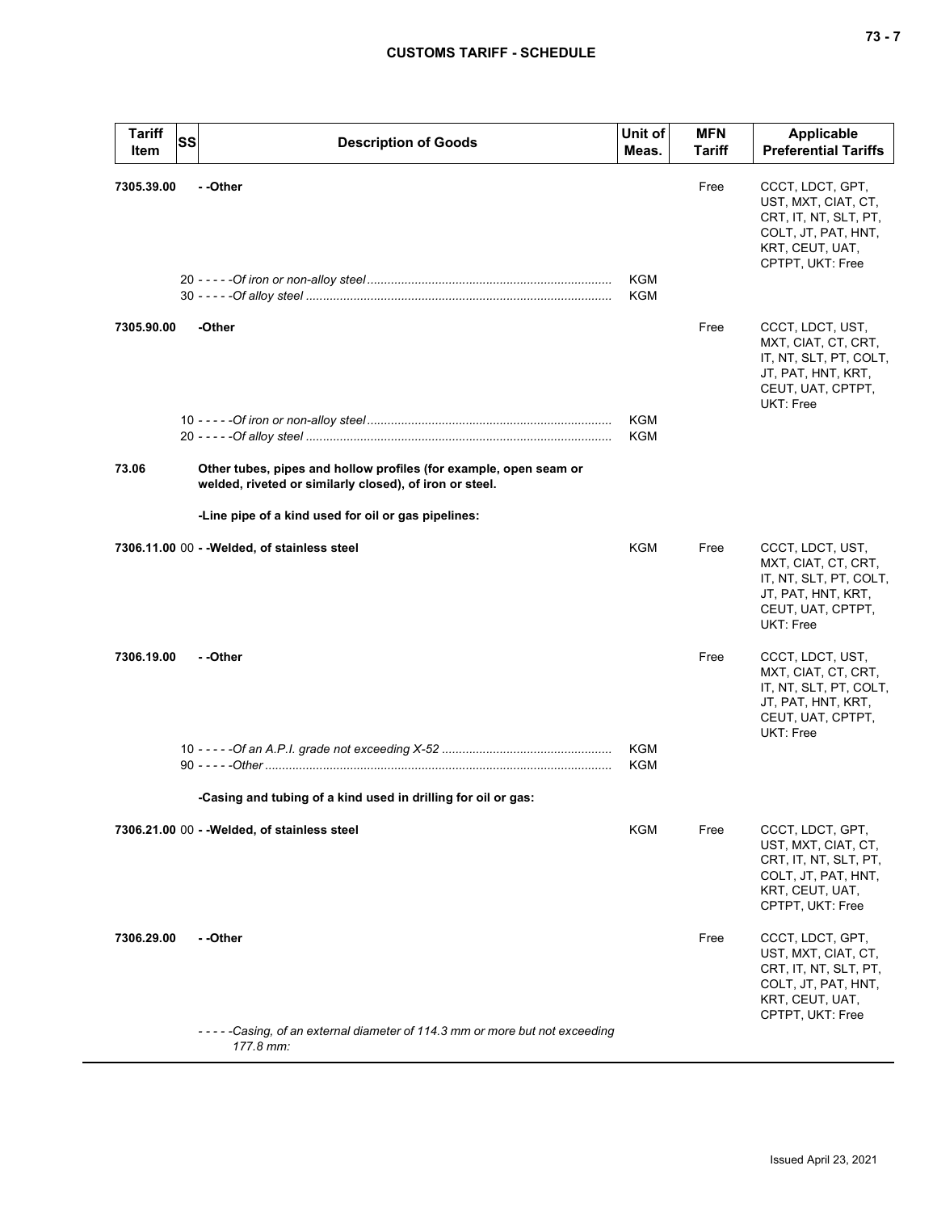| Tariff Item | SS | Description of Goods | Unit of Meas. | MFN Tariff | Applicable Preferential Tariffs |
|---|---|---|---|---|---|
| 7305.39.00 | | - -Other | | Free | CCCT, LDCT, GPT, UST, MXT, CIAT, CT, CRT, IT, NT, SLT, PT, COLT, JT, PAT, HNT, KRT, CEUT, UAT, CPTPT, UKT: Free |
| | 20 | - - - - -*Of iron or non-alloy steel* | KGM | | |
| | 30 | - - - - -*Of alloy steel* | KGM | | |
| 7305.90.00 | | -Other | | Free | CCCT, LDCT, UST, MXT, CIAT, CT, CRT, IT, NT, SLT, PT, COLT, JT, PAT, HNT, KRT, CEUT, UAT, CPTPT, UKT: Free |
| | 10 | - - - - -*Of iron or non-alloy steel* | KGM | | |
| | 20 | - - - - -*Of alloy steel* | KGM | | |
| 73.06 | | **Other tubes, pipes and hollow profiles (for example, open seam or welded, riveted or similarly closed), of iron or steel.** | | | |
| | | **-Line pipe of a kind used for oil or gas pipelines:** | | | |
| 7306.11.00 | 00 | **- -Welded, of stainless steel** | KGM | Free | CCCT, LDCT, UST, MXT, CIAT, CT, CRT, IT, NT, SLT, PT, COLT, JT, PAT, HNT, KRT, CEUT, UAT, CPTPT, UKT: Free |
| 7306.19.00 | | - -Other | | Free | CCCT, LDCT, UST, MXT, CIAT, CT, CRT, IT, NT, SLT, PT, COLT, JT, PAT, HNT, KRT, CEUT, UAT, CPTPT, UKT: Free |
| | 10 | - - - - -*Of an A.P.I. grade not exceeding X-52* | KGM | | |
| | 90 | - - - - -*Other* | KGM | | |
| | | **-Casing and tubing of a kind used in drilling for oil or gas:** | | | |
| 7306.21.00 | 00 | **- -Welded, of stainless steel** | KGM | Free | CCCT, LDCT, GPT, UST, MXT, CIAT, CT, CRT, IT, NT, SLT, PT, COLT, JT, PAT, HNT, KRT, CEUT, UAT, CPTPT, UKT: Free |
| 7306.29.00 | | - -Other | | Free | CCCT, LDCT, GPT, UST, MXT, CIAT, CT, CRT, IT, NT, SLT, PT, COLT, JT, PAT, HNT, KRT, CEUT, UAT, CPTPT, UKT: Free |
| | | - - - - -*Casing, of an external diameter of 114.3 mm or more but not exceeding 177.8 mm:* | | | |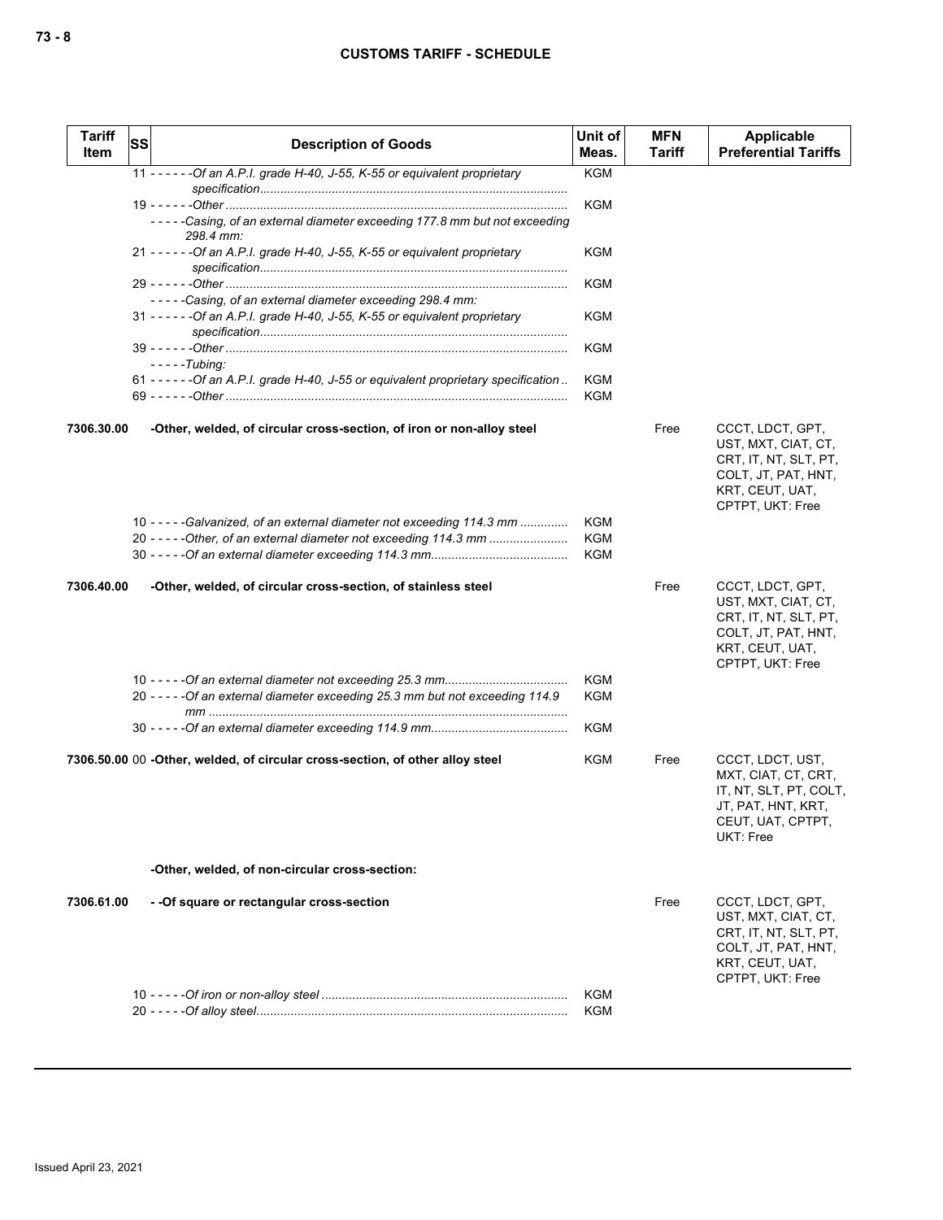| Tariff Item | SS | Description of Goods | Unit of Meas. | MFN Tariff | Applicable Preferential Tariffs |
|---|---|---|---|---|---|
| | | 11 - - - - - -*Of an A.P.I. grade H-40, J-55, K-55 or equivalent proprietary specification* | KGM | | |
| | | 19 - - - - - -*Other* | KGM | | |
| | | - - - - -*Casing, of an external diameter exceeding 177.8 mm but not exceeding 298.4 mm:* | | | |
| | | 21 - - - - - -*Of an A.P.I. grade H-40, J-55, K-55 or equivalent proprietary specification* | KGM | | |
| | | 29 - - - - - -*Other* | KGM | | |
| | | - - - - -*Casing, of an external diameter exceeding 298.4 mm:* | | | |
| | | 31 - - - - - -*Of an A.P.I. grade H-40, J-55, K-55 or equivalent proprietary specification* | KGM | | |
| | | 39 - - - - - -*Other* | KGM | | |
| | | - - - - -*Tubing:* | | | |
| | | 61 - - - - - -*Of an A.P.I. grade H-40, J-55 or equivalent proprietary specification* | KGM | | |
| | | 69 - - - - - -*Other* | KGM | | |
| **7306.30.00** | | **-Other, welded, of circular cross-section, of iron or non-alloy steel** | | Free | CCCT, LDCT, GPT, UST, MXT, CIAT, CT, CRT, IT, NT, SLT, PT, COLT, JT, PAT, HNT, KRT, CEUT, UAT, CPTPT, UKT: Free |
| | | 10 - - - - -*Galvanized, of an external diameter not exceeding 114.3 mm* | KGM | | |
| | | 20 - - - - -*Other, of an external diameter not exceeding 114.3 mm* | KGM | | |
| | | 30 - - - - -*Of an external diameter exceeding 114.3 mm* | KGM | | |
| **7306.40.00** | | **-Other, welded, of circular cross-section, of stainless steel** | | Free | CCCT, LDCT, GPT, UST, MXT, CIAT, CT, CRT, IT, NT, SLT, PT, COLT, JT, PAT, HNT, KRT, CEUT, UAT, CPTPT, UKT: Free |
| | | 10 - - - - -*Of an external diameter not exceeding 25.3 mm* | KGM | | |
| | | 20 - - - - -*Of an external diameter exceeding 25.3 mm but not exceeding 114.9 mm* | KGM | | |
| | | 30 - - - - -*Of an external diameter exceeding 114.9 mm* | KGM | | |
| **7306.50.00** | 00 | **-Other, welded, of circular cross-section, of other alloy steel** | KGM | Free | CCCT, LDCT, UST, MXT, CIAT, CT, CRT, IT, NT, SLT, PT, COLT, JT, PAT, HNT, KRT, CEUT, UAT, CPTPT, UKT: Free |
| | | **-Other, welded, of non-circular cross-section:** | | | |
| **7306.61.00** | | **- -Of square or rectangular cross-section** | | Free | CCCT, LDCT, GPT, UST, MXT, CIAT, CT, CRT, IT, NT, SLT, PT, COLT, JT, PAT, HNT, KRT, CEUT, UAT, CPTPT, UKT: Free |
| | | 10 - - - - -*Of iron or non-alloy steel* | KGM | | |
| | | 20 - - - - -*Of alloy steel* | KGM | | |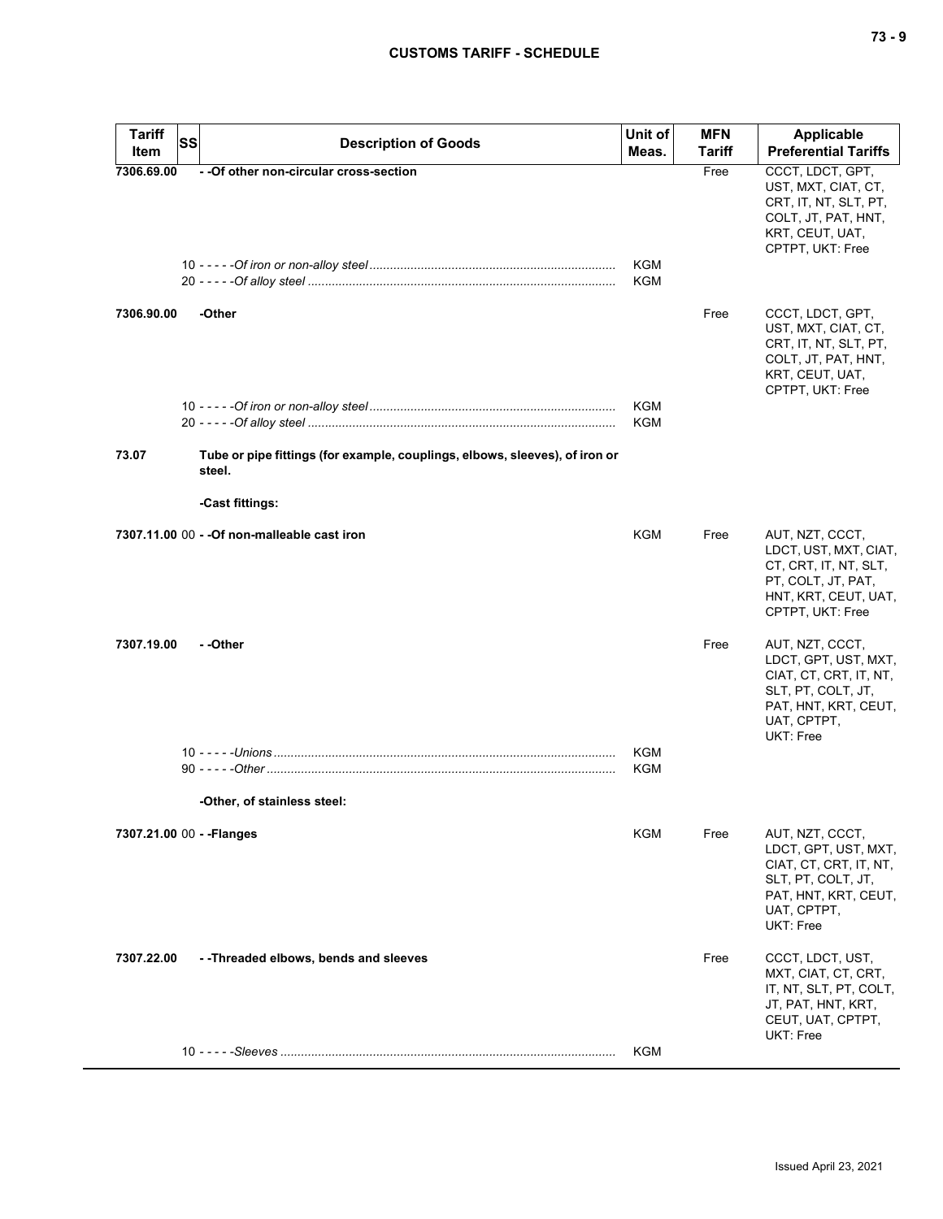| Tariff Item | SS | Description of Goods | Unit of Meas. | MFN Tariff | Applicable Preferential Tariffs |
|---|---|---|---|---|---|
| 7306.69.00 | | - -Of other non-circular cross-section | | Free | CCCT, LDCT, GPT, UST, MXT, CIAT, CT, CRT, IT, NT, SLT, PT, COLT, JT, PAT, HNT, KRT, CEUT, UAT, CPTPT, UKT: Free |
| | | 10 - - - - -*Of iron or non-alloy steel* | KGM | | |
| | | 20 - - - - -*Of alloy steel* | KGM | | |
| 7306.90.00 | | -Other | | Free | CCCT, LDCT, GPT, UST, MXT, CIAT, CT, CRT, IT, NT, SLT, PT, COLT, JT, PAT, HNT, KRT, CEUT, UAT, CPTPT, UKT: Free |
| | | 10 - - - - -*Of iron or non-alloy steel* | KGM | | |
| | | 20 - - - - -*Of alloy steel* | KGM | | |
| 73.07 | | **Tube or pipe fittings (for example, couplings, elbows, sleeves), of iron or steel.** | | | |
| | | -Cast fittings: | | | |
| 7307.11.00 | 00 | - -Of non-malleable cast iron | KGM | Free | AUT, NZT, CCCT, LDCT, UST, MXT, CIAT, CT, CRT, IT, NT, SLT, PT, COLT, JT, PAT, HNT, KRT, CEUT, UAT, CPTPT, UKT: Free |
| 7307.19.00 | | - -Other | | Free | AUT, NZT, CCCT, LDCT, GPT, UST, MXT, CIAT, CT, CRT, IT, NT, SLT, PT, COLT, JT, PAT, HNT, KRT, CEUT, UAT, CPTPT, UKT: Free |
| | | 10 - - - - -*Unions* | KGM | | |
| | | 90 - - - - -*Other* | KGM | | |
| | | -Other, of stainless steel: | | | |
| 7307.21.00 | 00 | - -Flanges | KGM | Free | AUT, NZT, CCCT, LDCT, GPT, UST, MXT, CIAT, CT, CRT, IT, NT, SLT, PT, COLT, JT, PAT, HNT, KRT, CEUT, UAT, CPTPT, UKT: Free |
| 7307.22.00 | | - -Threaded elbows, bends and sleeves | | Free | CCCT, LDCT, UST, MXT, CIAT, CT, CRT, IT, NT, SLT, PT, COLT, JT, PAT, HNT, KRT, CEUT, UAT, CPTPT, UKT: Free |
| | | 10 - - - - -*Sleeves* | KGM | | |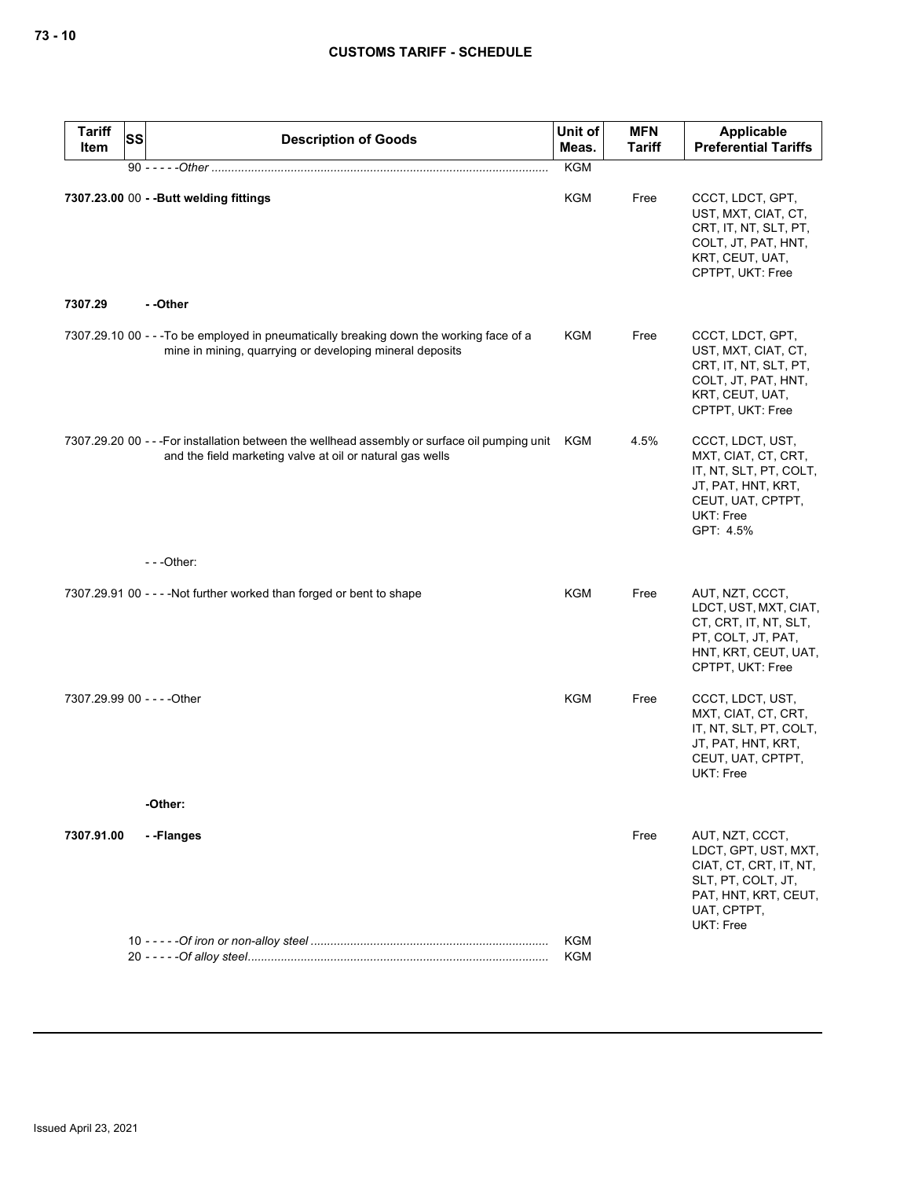| Tariff Item | SS | Description of Goods | Unit of Meas. | MFN Tariff | Applicable Preferential Tariffs |
|---|---|---|---|---|---|
| | 90 | - - - - -*Other* | KGM | | |
| **7307.23.00** | 00 | **- -Butt welding fittings** | KGM | Free | CCCT, LDCT, GPT, UST, MXT, CIAT, CT, CRT, IT, NT, SLT, PT, COLT, JT, PAT, HNT, KRT, CEUT, UAT, CPTPT, UKT: Free |
| **7307.29** | | **- -Other** | | | |
| 7307.29.10 | 00 | - - -To be employed in pneumatically breaking down the working face of a mine in mining, quarrying or developing mineral deposits | KGM | Free | CCCT, LDCT, GPT, UST, MXT, CIAT, CT, CRT, IT, NT, SLT, PT, COLT, JT, PAT, HNT, KRT, CEUT, UAT, CPTPT, UKT: Free |
| 7307.29.20 | 00 | - - -For installation between the wellhead assembly or surface oil pumping unit and the field marketing valve at oil or natural gas wells | KGM | 4.5% | CCCT, LDCT, UST, MXT, CIAT, CT, CRT, IT, NT, SLT, PT, COLT, JT, PAT, HNT, KRT, CEUT, UAT, CPTPT, UKT: Free<br>GPT: 4.5% |
| | | - - -Other: | | | |
| 7307.29.91 | 00 | - - - -Not further worked than forged or bent to shape | KGM | Free | AUT, NZT, CCCT, LDCT, UST, MXT, CIAT, CT, CRT, IT, NT, SLT, PT, COLT, JT, PAT, HNT, KRT, CEUT, UAT, CPTPT, UKT: Free |
| 7307.29.99 | 00 | - - - -Other | KGM | Free | CCCT, LDCT, UST, MXT, CIAT, CT, CRT, IT, NT, SLT, PT, COLT, JT, PAT, HNT, KRT, CEUT, UAT, CPTPT, UKT: Free |
| | | **-Other:** | | | |
| **7307.91.00** | | **- -Flanges** | | Free | AUT, NZT, CCCT, LDCT, GPT, UST, MXT, CIAT, CT, CRT, IT, NT, SLT, PT, COLT, JT, PAT, HNT, KRT, CEUT, UAT, CPTPT, UKT: Free |
| | 10 | - - - - -*Of iron or non-alloy steel* | KGM | | |
| | 20 | - - - - -*Of alloy steel* | KGM | | |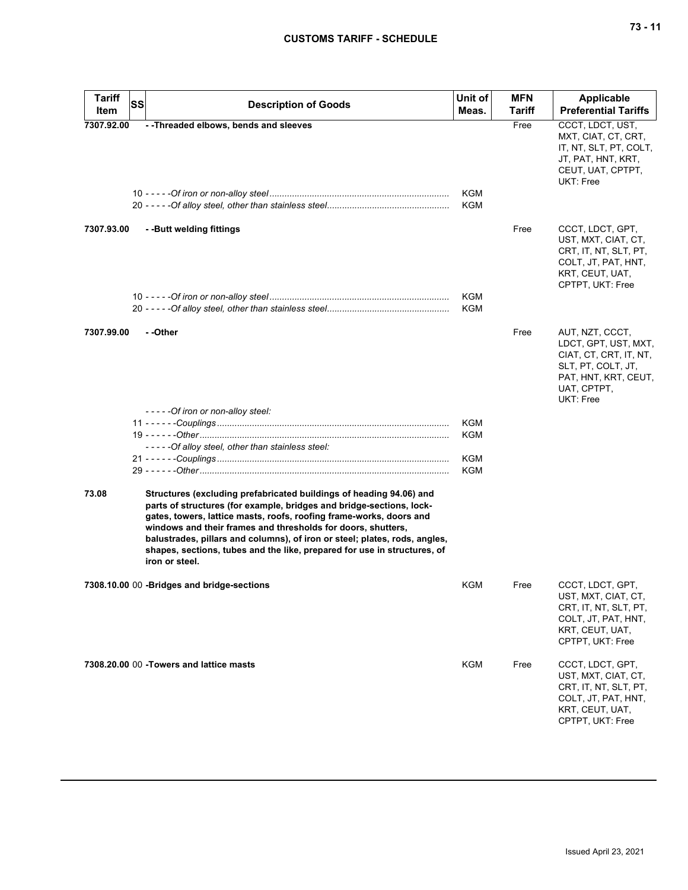| Tariff Item | SS | Description of Goods | Unit of Meas. | MFN Tariff | Applicable Preferential Tariffs |
|---|---|---|---|---|---|
| **7307.92.00** | | **- -Threaded elbows, bends and sleeves** | | Free | CCCT, LDCT, UST, MXT, CIAT, CT, CRT, IT, NT, SLT, PT, COLT, JT, PAT, HNT, KRT, CEUT, UAT, CPTPT, UKT: Free |
| | 10 | - - - - -*Of iron or non-alloy steel* | KGM | | |
| | 20 | - - - - -*Of alloy steel, other than stainless steel* | KGM | | |
| **7307.93.00** | | **- -Butt welding fittings** | | Free | CCCT, LDCT, GPT, UST, MXT, CIAT, CT, CRT, IT, NT, SLT, PT, COLT, JT, PAT, HNT, KRT, CEUT, UAT, CPTPT, UKT: Free |
| | 10 | - - - - -*Of iron or non-alloy steel* | KGM | | |
| | 20 | - - - - -*Of alloy steel, other than stainless steel* | KGM | | |
| **7307.99.00** | | **- -Other** | | Free | AUT, NZT, CCCT, LDCT, GPT, UST, MXT, CIAT, CT, CRT, IT, NT, SLT, PT, COLT, JT, PAT, HNT, KRT, CEUT, UAT, CPTPT, UKT: Free |
| | | - - - - -*Of iron or non-alloy steel:* | | | |
| | 11 | - - - - - -*Couplings* | KGM | | |
| | 19 | - - - - - -*Other* | KGM | | |
| | | - - - - -*Of alloy steel, other than stainless steel:* | | | |
| | 21 | - - - - - -*Couplings* | KGM | | |
| | 29 | - - - - - -*Other* | KGM | | |
| **73.08** | | **Structures (excluding prefabricated buildings of heading 94.06) and parts of structures (for example, bridges and bridge-sections, lock-gates, towers, lattice masts, roofs, roofing frame-works, doors and windows and their frames and thresholds for doors, shutters, balustrades, pillars and columns), of iron or steel; plates, rods, angles, shapes, sections, tubes and the like, prepared for use in structures, of iron or steel.** | | | |
| **7308.10.00** | 00 | **-Bridges and bridge-sections** | KGM | Free | CCCT, LDCT, GPT, UST, MXT, CIAT, CT, CRT, IT, NT, SLT, PT, COLT, JT, PAT, HNT, KRT, CEUT, UAT, CPTPT, UKT: Free |
| **7308.20.00** | 00 | **-Towers and lattice masts** | KGM | Free | CCCT, LDCT, GPT, UST, MXT, CIAT, CT, CRT, IT, NT, SLT, PT, COLT, JT, PAT, HNT, KRT, CEUT, UAT, CPTPT, UKT: Free |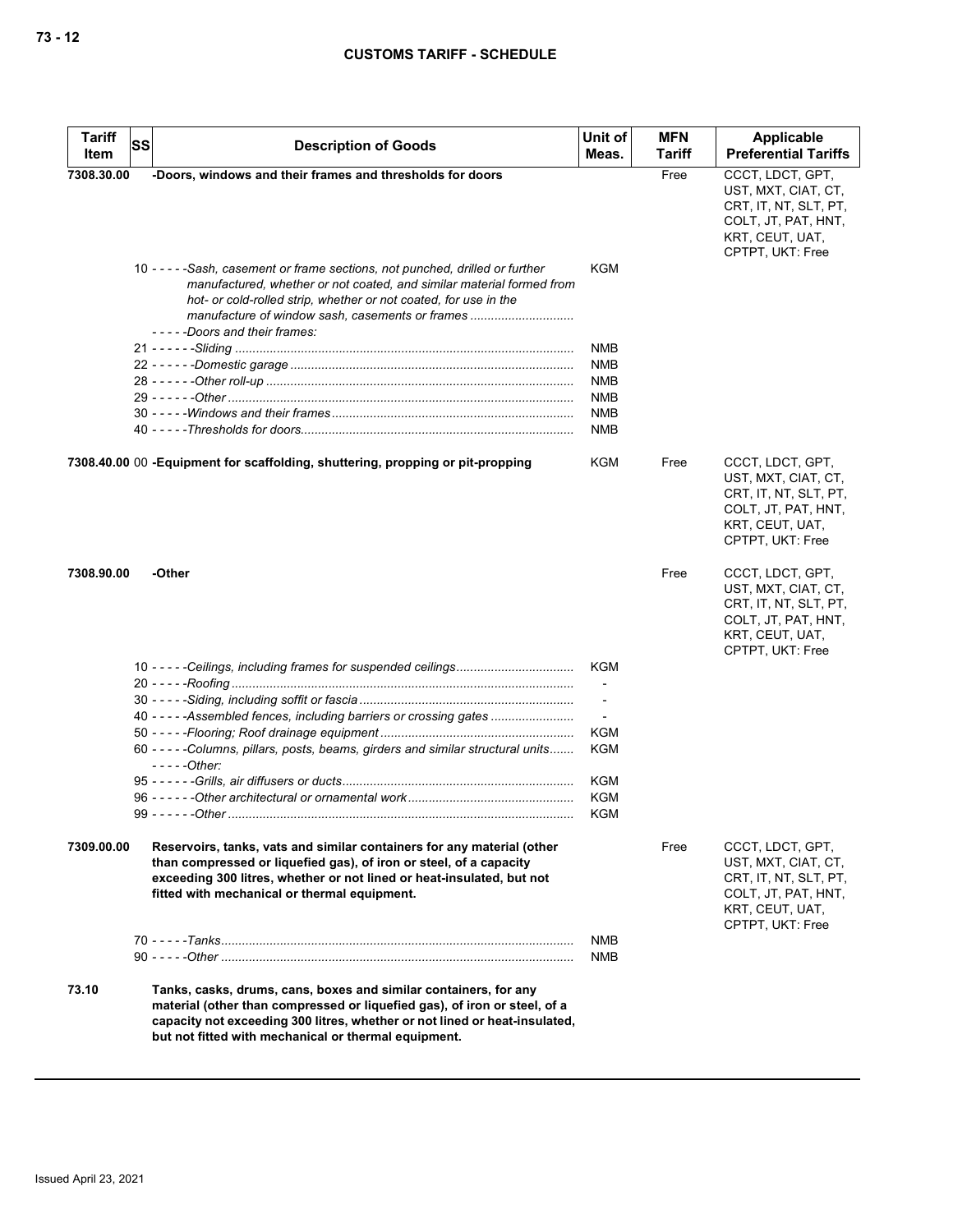| Tariff Item | SS | Description of Goods | Unit of Meas. | MFN Tariff | Applicable Preferential Tariffs |
|---|---|---|---|---|---|
| 7308.30.00 | | **-Doors, windows and their frames and thresholds for doors** | | Free | CCCT, LDCT, GPT, UST, MXT, CIAT, CT, CRT, IT, NT, SLT, PT, COLT, JT, PAT, HNT, KRT, CEUT, UAT, CPTPT, UKT: Free |
| | 10 | *- - - - -Sash, casement or frame sections, not punched, drilled or further manufactured, whether or not coated, and similar material formed from hot- or cold-rolled strip, whether or not coated, for use in the manufacture of window sash, casements or frames* | KGM | | |
| | | *- - - - -Doors and their frames:* | | | |
| | 21 | *- - - - - -Sliding* | NMB | | |
| | 22 | *- - - - - -Domestic garage* | NMB | | |
| | 28 | *- - - - - -Other roll-up* | NMB | | |
| | 29 | *- - - - - -Other* | NMB | | |
| | 30 | *- - - - -Windows and their frames* | NMB | | |
| | 40 | *- - - - -Thresholds for doors* | NMB | | |
| 7308.40.00 | 00 | **-Equipment for scaffolding, shuttering, propping or pit-propping** | KGM | Free | CCCT, LDCT, GPT, UST, MXT, CIAT, CT, CRT, IT, NT, SLT, PT, COLT, JT, PAT, HNT, KRT, CEUT, UAT, CPTPT, UKT: Free |
| 7308.90.00 | | **-Other** | | Free | CCCT, LDCT, GPT, UST, MXT, CIAT, CT, CRT, IT, NT, SLT, PT, COLT, JT, PAT, HNT, KRT, CEUT, UAT, CPTPT, UKT: Free |
| | 10 | *- - - - -Ceilings, including frames for suspended ceilings* | KGM | | |
| | 20 | *- - - - -Roofing* | - | | |
| | 30 | *- - - - -Siding, including soffit or fascia* | - | | |
| | 40 | *- - - - -Assembled fences, including barriers or crossing gates* | - | | |
| | 50 | *- - - - -Flooring; Roof drainage equipment* | KGM | | |
| | 60 | *- - - - -Columns, pillars, posts, beams, girders and similar structural units* | KGM | | |
| | | *- - - - -Other:* | | | |
| | 95 | *- - - - - -Grills, air diffusers or ducts* | KGM | | |
| | 96 | *- - - - - -Other architectural or ornamental work* | KGM | | |
| | 99 | *- - - - - -Other* | KGM | | |
| 7309.00.00 | | **Reservoirs, tanks, vats and similar containers for any material (other than compressed or liquefied gas), of iron or steel, of a capacity exceeding 300 litres, whether or not lined or heat-insulated, but not fitted with mechanical or thermal equipment.** | | Free | CCCT, LDCT, GPT, UST, MXT, CIAT, CT, CRT, IT, NT, SLT, PT, COLT, JT, PAT, HNT, KRT, CEUT, UAT, CPTPT, UKT: Free |
| | 70 | *- - - - -Tanks* | NMB | | |
| | 90 | *- - - - -Other* | NMB | | |
| 73.10 | | **Tanks, casks, drums, cans, boxes and similar containers, for any material (other than compressed or liquefied gas), of iron or steel, of a capacity not exceeding 300 litres, whether or not lined or heat-insulated, but not fitted with mechanical or thermal equipment.** | | | |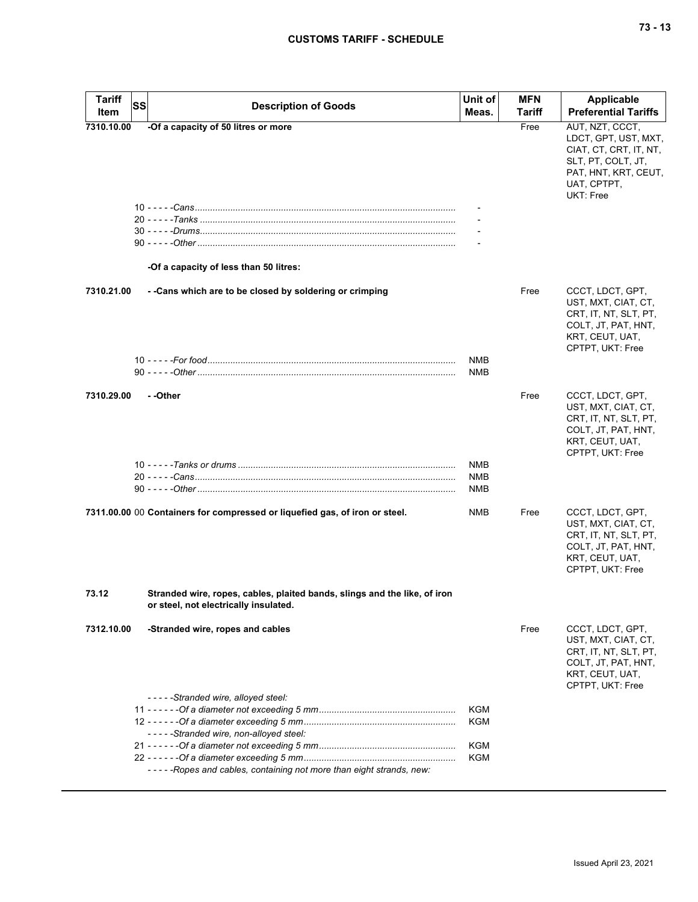| Tariff Item | SS | Description of Goods | Unit of Meas. | MFN Tariff | Applicable Preferential Tariffs |
|---|---|---|---|---|---|
| 7310.10.00 | | **-Of a capacity of 50 litres or more** | | Free | AUT, NZT, CCCT, LDCT, GPT, UST, MXT, CIAT, CT, CRT, IT, NT, SLT, PT, COLT, JT, PAT, HNT, KRT, CEUT, UAT, CPTPT, UKT: Free |
| | 10 | - - - - -*Cans* | - | | |
| | 20 | - - - - -*Tanks* | - | | |
| | 30 | - - - - -*Drums* | - | | |
| | 90 | - - - - -*Other* | - | | |
| | | **-Of a capacity of less than 50 litres:** | | | |
| 7310.21.00 | | **- -Cans which are to be closed by soldering or crimping** | | Free | CCCT, LDCT, GPT, UST, MXT, CIAT, CT, CRT, IT, NT, SLT, PT, COLT, JT, PAT, HNT, KRT, CEUT, UAT, CPTPT, UKT: Free |
| | 10 | - - - - -*For food* | NMB | | |
| | 90 | - - - - -*Other* | NMB | | |
| 7310.29.00 | | **- -Other** | | Free | CCCT, LDCT, GPT, UST, MXT, CIAT, CT, CRT, IT, NT, SLT, PT, COLT, JT, PAT, HNT, KRT, CEUT, UAT, CPTPT, UKT: Free |
| | 10 | - - - - -*Tanks or drums* | NMB | | |
| | 20 | - - - - -*Cans* | NMB | | |
| | 90 | - - - - -*Other* | NMB | | |
| 7311.00.00 | 00 | **Containers for compressed or liquefied gas, of iron or steel.** | NMB | Free | CCCT, LDCT, GPT, UST, MXT, CIAT, CT, CRT, IT, NT, SLT, PT, COLT, JT, PAT, HNT, KRT, CEUT, UAT, CPTPT, UKT: Free |
| 73.12 | | **Stranded wire, ropes, cables, plaited bands, slings and the like, of iron or steel, not electrically insulated.** | | | |
| 7312.10.00 | | **-Stranded wire, ropes and cables** | | Free | CCCT, LDCT, GPT, UST, MXT, CIAT, CT, CRT, IT, NT, SLT, PT, COLT, JT, PAT, HNT, KRT, CEUT, UAT, CPTPT, UKT: Free |
| | | - - - - -*Stranded wire, alloyed steel:* | | | |
| | 11 | - - - - - -*Of a diameter not exceeding 5 mm* | KGM | | |
| | 12 | - - - - - -*Of a diameter exceeding 5 mm* | KGM | | |
| | | - - - - -*Stranded wire, non-alloyed steel:* | | | |
| | 21 | - - - - - -*Of a diameter not exceeding 5 mm* | KGM | | |
| | 22 | - - - - - -*Of a diameter exceeding 5 mm* | KGM | | |
| | | - - - - -*Ropes and cables, containing not more than eight strands, new:* | | | |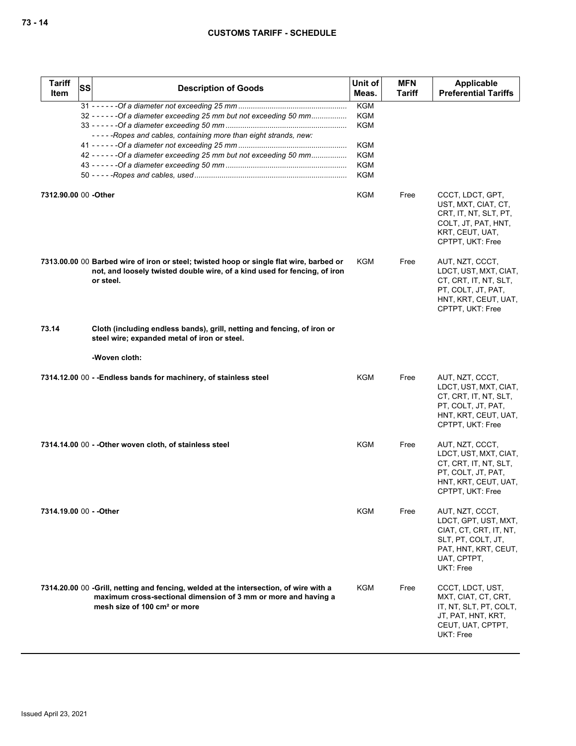| Tariff Item | SS | Description of Goods | Unit of Meas. | MFN Tariff | Applicable Preferential Tariffs |
|---|---|---|---|---|---|
| | | 31 - - - - - -*Of a diameter not exceeding 25 mm* | KGM | | |
| | | 32 - - - - - -*Of a diameter exceeding 25 mm but not exceeding 50 mm* | KGM | | |
| | | 33 - - - - - -*Of a diameter exceeding 50 mm* | KGM | | |
| | | - - - - -*Ropes and cables, containing more than eight strands, new:* | | | |
| | | 41 - - - - - -*Of a diameter not exceeding 25 mm* | KGM | | |
| | | 42 - - - - - -*Of a diameter exceeding 25 mm but not exceeding 50 mm* | KGM | | |
| | | 43 - - - - - -*Of a diameter exceeding 50 mm* | KGM | | |
| | | 50 - - - - -*Ropes and cables, used* | KGM | | |
| **7312.90.00** | 00 | **-Other** | KGM | Free | CCCT, LDCT, GPT, UST, MXT, CIAT, CT, CRT, IT, NT, SLT, PT, COLT, JT, PAT, HNT, KRT, CEUT, UAT, CPTPT, UKT: Free |
| **7313.00.00** | 00 | **Barbed wire of iron or steel; twisted hoop or single flat wire, barbed or not, and loosely twisted double wire, of a kind used for fencing, of iron or steel.** | KGM | Free | AUT, NZT, CCCT, LDCT, UST, MXT, CIAT, CT, CRT, IT, NT, SLT, PT, COLT, JT, PAT, HNT, KRT, CEUT, UAT, CPTPT, UKT: Free |
| **73.14** | | **Cloth (including endless bands), grill, netting and fencing, of iron or steel wire; expanded metal of iron or steel.** | | | |
| | | **-Woven cloth:** | | | |
| **7314.12.00** | 00 | **- -Endless bands for machinery, of stainless steel** | KGM | Free | AUT, NZT, CCCT, LDCT, UST, MXT, CIAT, CT, CRT, IT, NT, SLT, PT, COLT, JT, PAT, HNT, KRT, CEUT, UAT, CPTPT, UKT: Free |
| **7314.14.00** | 00 | **- -Other woven cloth, of stainless steel** | KGM | Free | AUT, NZT, CCCT, LDCT, UST, MXT, CIAT, CT, CRT, IT, NT, SLT, PT, COLT, JT, PAT, HNT, KRT, CEUT, UAT, CPTPT, UKT: Free |
| **7314.19.00** | 00 | **- -Other** | KGM | Free | AUT, NZT, CCCT, LDCT, GPT, UST, MXT, CIAT, CT, CRT, IT, NT, SLT, PT, COLT, JT, PAT, HNT, KRT, CEUT, UAT, CPTPT, UKT: Free |
| **7314.20.00** | 00 | **-Grill, netting and fencing, welded at the intersection, of wire with a maximum cross-sectional dimension of 3 mm or more and having a mesh size of 100 cm² or more** | KGM | Free | CCCT, LDCT, UST, MXT, CIAT, CT, CRT, IT, NT, SLT, PT, COLT, JT, PAT, HNT, KRT, CEUT, UAT, CPTPT, UKT: Free |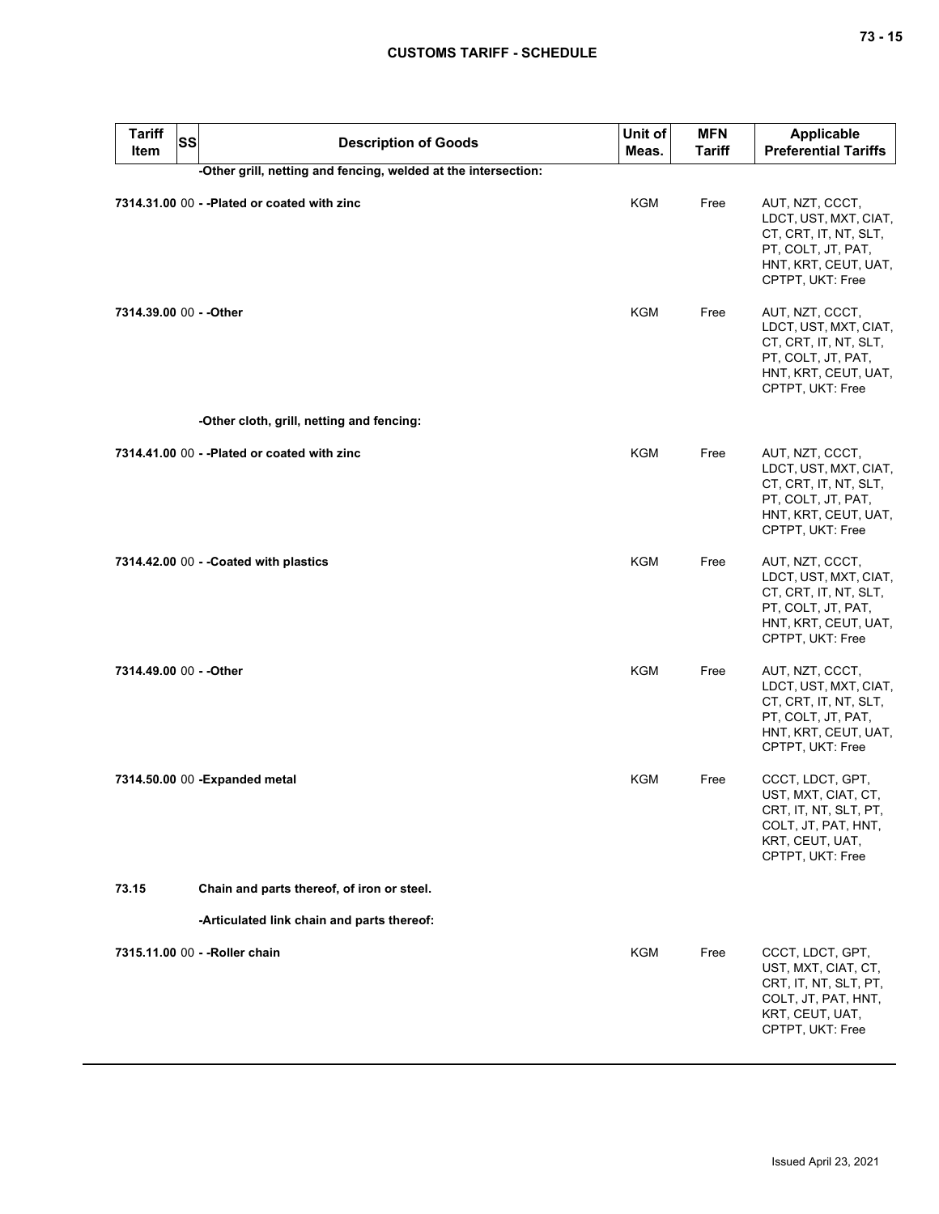| Tariff Item | SS | Description of Goods | Unit of Meas. | MFN Tariff | Applicable Preferential Tariffs |
|---|---|---|---|---|---|
| | | -Other grill, netting and fencing, welded at the intersection: | | | |
| 7314.31.00 | 00 | - -Plated or coated with zinc | KGM | Free | AUT, NZT, CCCT, LDCT, UST, MXT, CIAT, CT, CRT, IT, NT, SLT, PT, COLT, JT, PAT, HNT, KRT, CEUT, UAT, CPTPT, UKT: Free |
| 7314.39.00 | 00 | - -Other | KGM | Free | AUT, NZT, CCCT, LDCT, UST, MXT, CIAT, CT, CRT, IT, NT, SLT, PT, COLT, JT, PAT, HNT, KRT, CEUT, UAT, CPTPT, UKT: Free |
| | | -Other cloth, grill, netting and fencing: | | | |
| 7314.41.00 | 00 | - -Plated or coated with zinc | KGM | Free | AUT, NZT, CCCT, LDCT, UST, MXT, CIAT, CT, CRT, IT, NT, SLT, PT, COLT, JT, PAT, HNT, KRT, CEUT, UAT, CPTPT, UKT: Free |
| 7314.42.00 | 00 | - -Coated with plastics | KGM | Free | AUT, NZT, CCCT, LDCT, UST, MXT, CIAT, CT, CRT, IT, NT, SLT, PT, COLT, JT, PAT, HNT, KRT, CEUT, UAT, CPTPT, UKT: Free |
| 7314.49.00 | 00 | - -Other | KGM | Free | AUT, NZT, CCCT, LDCT, UST, MXT, CIAT, CT, CRT, IT, NT, SLT, PT, COLT, JT, PAT, HNT, KRT, CEUT, UAT, CPTPT, UKT: Free |
| 7314.50.00 | 00 | -Expanded metal | KGM | Free | CCCT, LDCT, GPT, UST, MXT, CIAT, CT, CRT, IT, NT, SLT, PT, COLT, JT, PAT, HNT, KRT, CEUT, UAT, CPTPT, UKT: Free |
| 73.15 | | Chain and parts thereof, of iron or steel. | | | |
| | | -Articulated link chain and parts thereof: | | | |
| 7315.11.00 | 00 | - -Roller chain | KGM | Free | CCCT, LDCT, GPT, UST, MXT, CIAT, CT, CRT, IT, NT, SLT, PT, COLT, JT, PAT, HNT, KRT, CEUT, UAT, CPTPT, UKT: Free |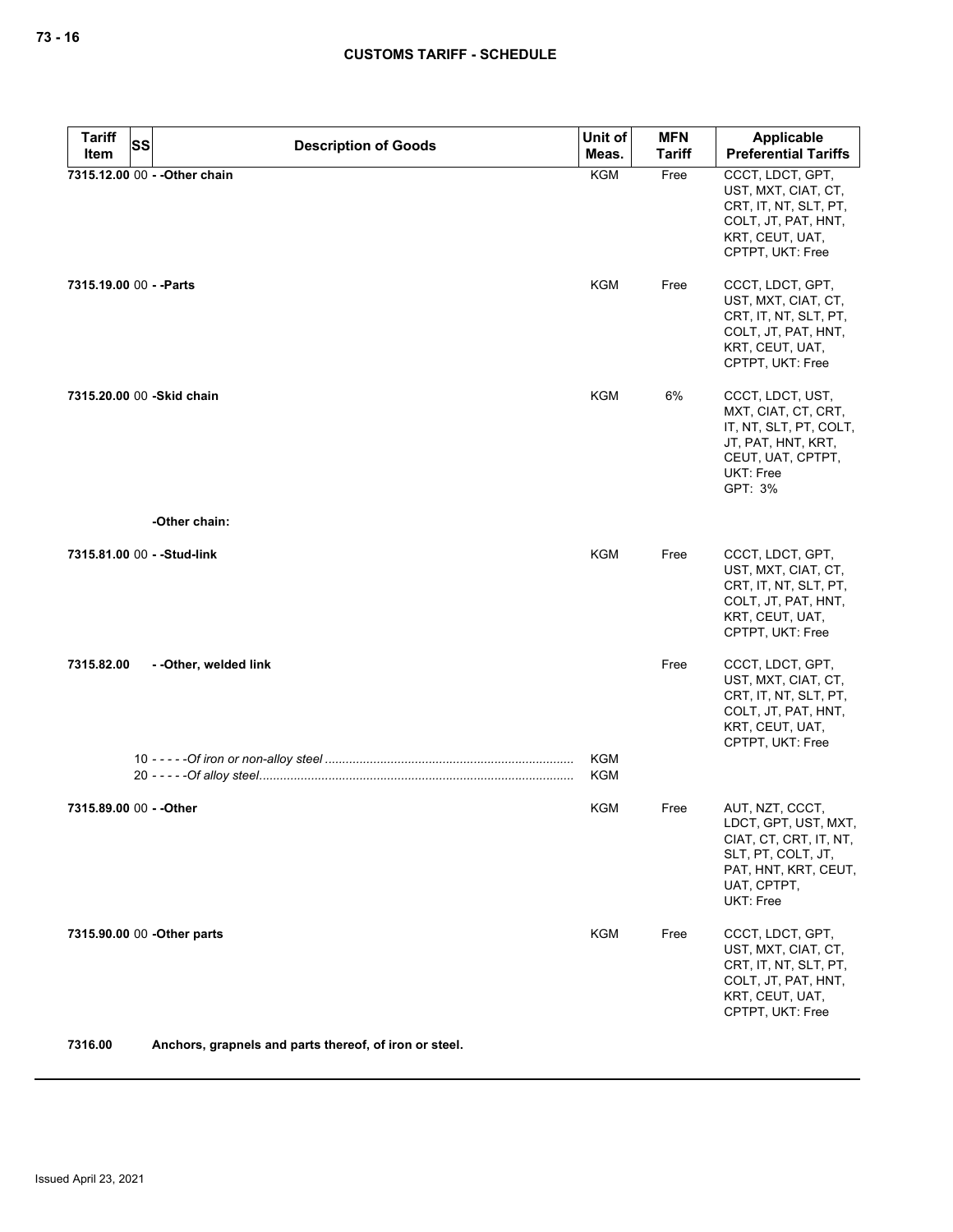| Tariff Item | SS | Description of Goods | Unit of Meas. | MFN Tariff | Applicable Preferential Tariffs |
|---|---|---|---|---|---|
| 7315.12.00 | 00 | - -Other chain | KGM | Free | CCCT, LDCT, GPT, UST, MXT, CIAT, CT, CRT, IT, NT, SLT, PT, COLT, JT, PAT, HNT, KRT, CEUT, UAT, CPTPT, UKT: Free |
| 7315.19.00 | 00 | - -Parts | KGM | Free | CCCT, LDCT, GPT, UST, MXT, CIAT, CT, CRT, IT, NT, SLT, PT, COLT, JT, PAT, HNT, KRT, CEUT, UAT, CPTPT, UKT: Free |
| 7315.20.00 | 00 | -Skid chain | KGM | 6% | CCCT, LDCT, UST, MXT, CIAT, CT, CRT, IT, NT, SLT, PT, COLT, JT, PAT, HNT, KRT, CEUT, UAT, CPTPT, UKT: Free<br>GPT: 3% |
| | | -Other chain: | | | |
| 7315.81.00 | 00 | - -Stud-link | KGM | Free | CCCT, LDCT, GPT, UST, MXT, CIAT, CT, CRT, IT, NT, SLT, PT, COLT, JT, PAT, HNT, KRT, CEUT, UAT, CPTPT, UKT: Free |
| 7315.82.00 | | - -Other, welded link | | Free | CCCT, LDCT, GPT, UST, MXT, CIAT, CT, CRT, IT, NT, SLT, PT, COLT, JT, PAT, HNT, KRT, CEUT, UAT, CPTPT, UKT: Free |
| | 10 | - - - - -*Of iron or non-alloy steel* | KGM | | |
| | 20 | - - - - -*Of alloy steel* | KGM | | |
| 7315.89.00 | 00 | - -Other | KGM | Free | AUT, NZT, CCCT, LDCT, GPT, UST, MXT, CIAT, CT, CRT, IT, NT, SLT, PT, COLT, JT, PAT, HNT, KRT, CEUT, UAT, CPTPT, UKT: Free |
| 7315.90.00 | 00 | -Other parts | KGM | Free | CCCT, LDCT, GPT, UST, MXT, CIAT, CT, CRT, IT, NT, SLT, PT, COLT, JT, PAT, HNT, KRT, CEUT, UAT, CPTPT, UKT: Free |
| 7316.00 | | **Anchors, grapnels and parts thereof, of iron or steel.** | | | |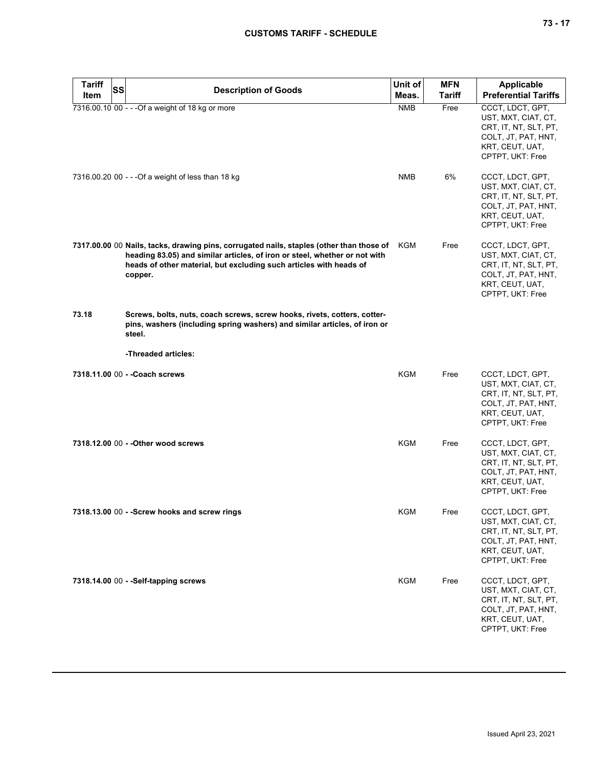| Tariff Item | SS | Description of Goods | Unit of Meas. | MFN Tariff | Applicable Preferential Tariffs |
|---|---|---|---|---|---|
| 7316.00.10 | 00 | - - -Of a weight of 18 kg or more | NMB | Free | CCCT, LDCT, GPT, UST, MXT, CIAT, CT, CRT, IT, NT, SLT, PT, COLT, JT, PAT, HNT, KRT, CEUT, UAT, CPTPT, UKT: Free |
| 7316.00.20 | 00 | - - -Of a weight of less than 18 kg | NMB | 6% | CCCT, LDCT, GPT, UST, MXT, CIAT, CT, CRT, IT, NT, SLT, PT, COLT, JT, PAT, HNT, KRT, CEUT, UAT, CPTPT, UKT: Free |
| **7317.00.00** | 00 | **Nails, tacks, drawing pins, corrugated nails, staples (other than those of heading 83.05) and similar articles, of iron or steel, whether or not with heads of other material, but excluding such articles with heads of copper.** | KGM | Free | CCCT, LDCT, GPT, UST, MXT, CIAT, CT, CRT, IT, NT, SLT, PT, COLT, JT, PAT, HNT, KRT, CEUT, UAT, CPTPT, UKT: Free |
| **73.18** | | **Screws, bolts, nuts, coach screws, screw hooks, rivets, cotters, cotter-pins, washers (including spring washers) and similar articles, of iron or steel.** | | | |
| | | **-Threaded articles:** | | | |
| **7318.11.00** | 00 | **- -Coach screws** | KGM | Free | CCCT, LDCT, GPT, UST, MXT, CIAT, CT, CRT, IT, NT, SLT, PT, COLT, JT, PAT, HNT, KRT, CEUT, UAT, CPTPT, UKT: Free |
| **7318.12.00** | 00 | **- -Other wood screws** | KGM | Free | CCCT, LDCT, GPT, UST, MXT, CIAT, CT, CRT, IT, NT, SLT, PT, COLT, JT, PAT, HNT, KRT, CEUT, UAT, CPTPT, UKT: Free |
| **7318.13.00** | 00 | **- -Screw hooks and screw rings** | KGM | Free | CCCT, LDCT, GPT, UST, MXT, CIAT, CT, CRT, IT, NT, SLT, PT, COLT, JT, PAT, HNT, KRT, CEUT, UAT, CPTPT, UKT: Free |
| **7318.14.00** | 00 | **- -Self-tapping screws** | KGM | Free | CCCT, LDCT, GPT, UST, MXT, CIAT, CT, CRT, IT, NT, SLT, PT, COLT, JT, PAT, HNT, KRT, CEUT, UAT, CPTPT, UKT: Free |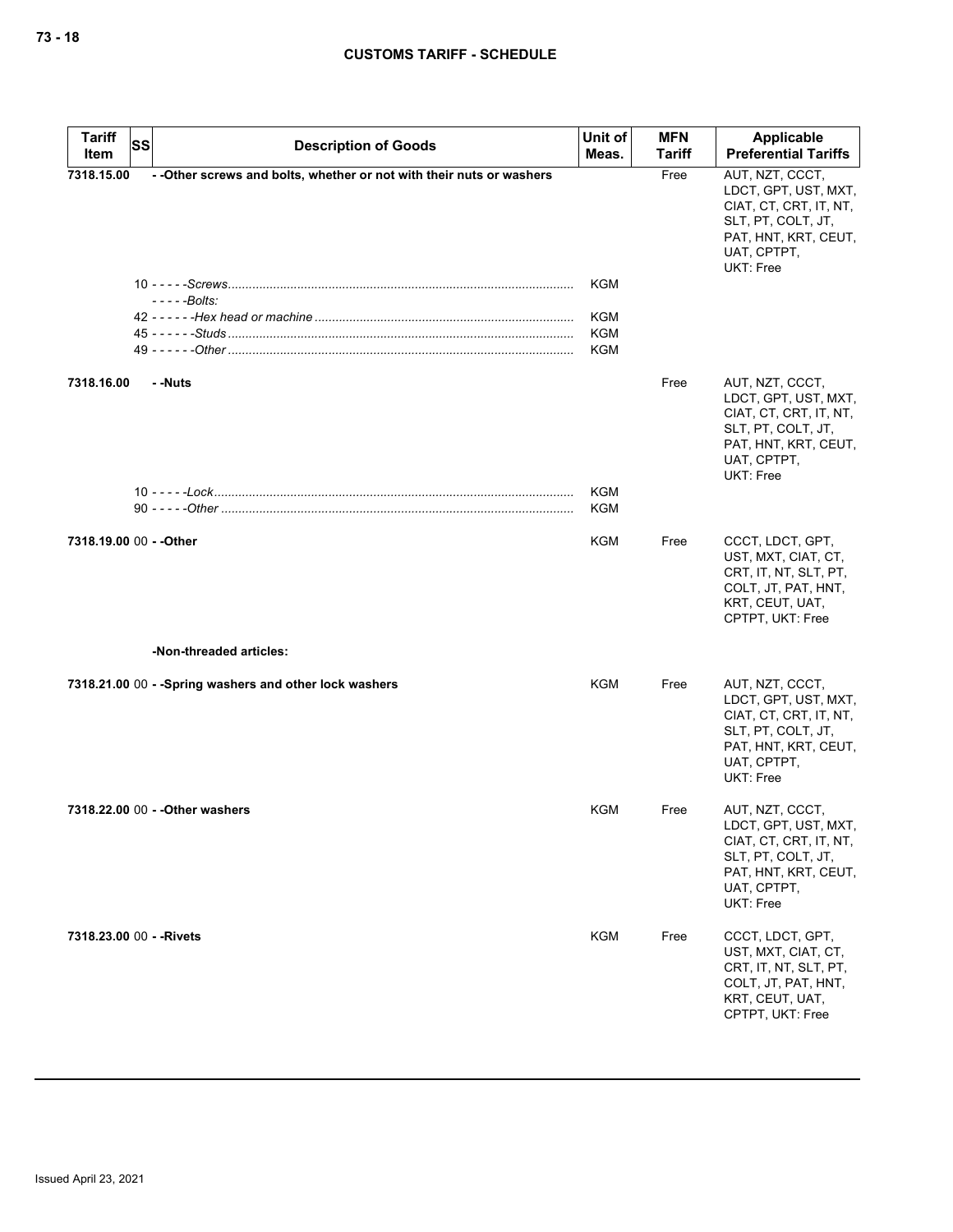| Tariff Item | SS | Description of Goods | Unit of Meas. | MFN Tariff | Applicable Preferential Tariffs |
|---|---|---|---|---|---|
| 7318.15.00 | | - -Other screws and bolts, whether or not with their nuts or washers | | Free | AUT, NZT, CCCT, LDCT, GPT, UST, MXT, CIAT, CT, CRT, IT, NT, SLT, PT, COLT, JT, PAT, HNT, KRT, CEUT, UAT, CPTPT, UKT: Free |
| | 10 | - - - - -*Screws* | KGM | | |
| | | - - - - -*Bolts:* | | | |
| | 42 | - - - - - -*Hex head or machine* | KGM | | |
| | 45 | - - - - - -*Studs* | KGM | | |
| | 49 | - - - - - -*Other* | KGM | | |
| 7318.16.00 | | - -Nuts | | Free | AUT, NZT, CCCT, LDCT, GPT, UST, MXT, CIAT, CT, CRT, IT, NT, SLT, PT, COLT, JT, PAT, HNT, KRT, CEUT, UAT, CPTPT, UKT: Free |
| | 10 | - - - - -*Lock* | KGM | | |
| | 90 | - - - - -*Other* | KGM | | |
| 7318.19.00 | 00 | - -Other | KGM | Free | CCCT, LDCT, GPT, UST, MXT, CIAT, CT, CRT, IT, NT, SLT, PT, COLT, JT, PAT, HNT, KRT, CEUT, UAT, CPTPT, UKT: Free |
| | | -Non-threaded articles: | | | |
| 7318.21.00 | 00 | - -Spring washers and other lock washers | KGM | Free | AUT, NZT, CCCT, LDCT, GPT, UST, MXT, CIAT, CT, CRT, IT, NT, SLT, PT, COLT, JT, PAT, HNT, KRT, CEUT, UAT, CPTPT, UKT: Free |
| 7318.22.00 | 00 | - -Other washers | KGM | Free | AUT, NZT, CCCT, LDCT, GPT, UST, MXT, CIAT, CT, CRT, IT, NT, SLT, PT, COLT, JT, PAT, HNT, KRT, CEUT, UAT, CPTPT, UKT: Free |
| 7318.23.00 | 00 | - -Rivets | KGM | Free | CCCT, LDCT, GPT, UST, MXT, CIAT, CT, CRT, IT, NT, SLT, PT, COLT, JT, PAT, HNT, KRT, CEUT, UAT, CPTPT, UKT: Free |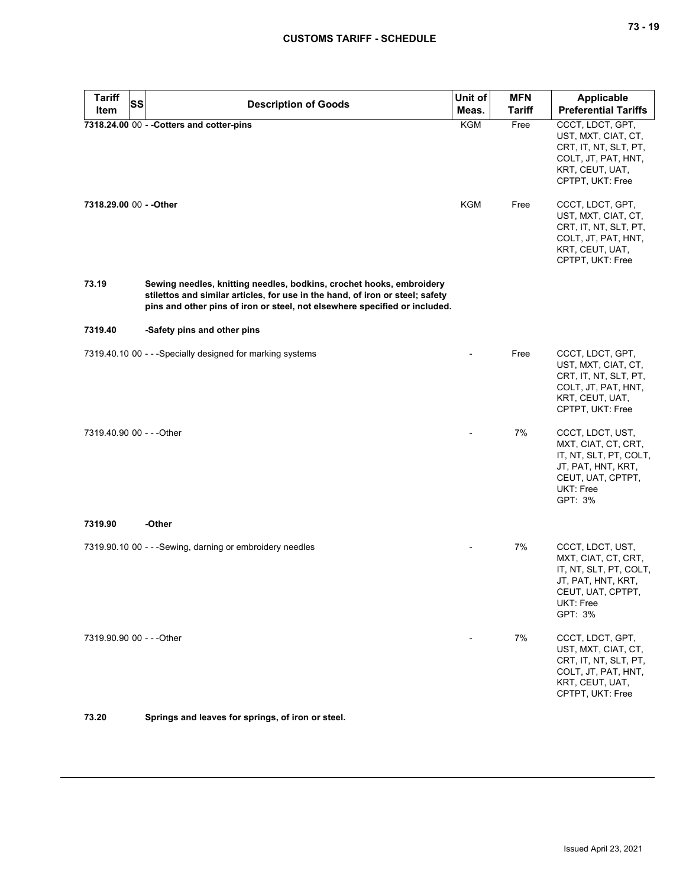| Tariff Item | SS | Description of Goods | Unit of Meas. | MFN Tariff | Applicable Preferential Tariffs |
|---|---|---|---|---|---|
| **7318.24.00** | 00 | **- -Cotters and cotter-pins** | KGM | Free | CCCT, LDCT, GPT, UST, MXT, CIAT, CT, CRT, IT, NT, SLT, PT, COLT, JT, PAT, HNT, KRT, CEUT, UAT, CPTPT, UKT: Free |
| **7318.29.00** | 00 | **- -Other** | KGM | Free | CCCT, LDCT, GPT, UST, MXT, CIAT, CT, CRT, IT, NT, SLT, PT, COLT, JT, PAT, HNT, KRT, CEUT, UAT, CPTPT, UKT: Free |
| **73.19** | | **Sewing needles, knitting needles, bodkins, crochet hooks, embroidery stilettos and similar articles, for use in the hand, of iron or steel; safety pins and other pins of iron or steel, not elsewhere specified or included.** | | | |
| **7319.40** | | **-Safety pins and other pins** | | | |
| 7319.40.10 | 00 | - - -Specially designed for marking systems | - | Free | CCCT, LDCT, GPT, UST, MXT, CIAT, CT, CRT, IT, NT, SLT, PT, COLT, JT, PAT, HNT, KRT, CEUT, UAT, CPTPT, UKT: Free |
| 7319.40.90 | 00 | - - -Other | - | 7% | CCCT, LDCT, UST, MXT, CIAT, CT, CRT, IT, NT, SLT, PT, COLT, JT, PAT, HNT, KRT, CEUT, UAT, CPTPT, UKT: Free<br>GPT: 3% |
| **7319.90** | | **-Other** | | | |
| 7319.90.10 | 00 | - - -Sewing, darning or embroidery needles | - | 7% | CCCT, LDCT, UST, MXT, CIAT, CT, CRT, IT, NT, SLT, PT, COLT, JT, PAT, HNT, KRT, CEUT, UAT, CPTPT, UKT: Free<br>GPT: 3% |
| 7319.90.90 | 00 | - - -Other | - | 7% | CCCT, LDCT, GPT, UST, MXT, CIAT, CT, CRT, IT, NT, SLT, PT, COLT, JT, PAT, HNT, KRT, CEUT, UAT, CPTPT, UKT: Free |
| **73.20** | | **Springs and leaves for springs, of iron or steel.** | | | |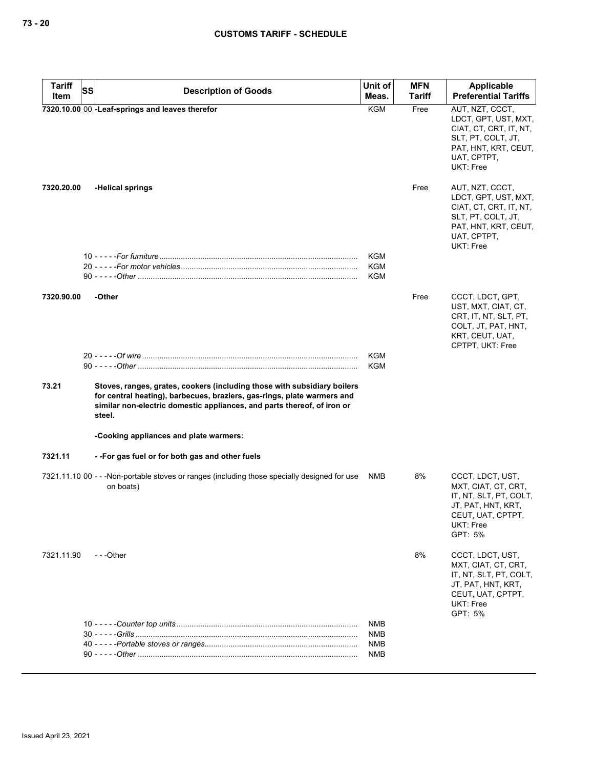| Tariff Item | SS | Description of Goods | Unit of Meas. | MFN Tariff | Applicable Preferential Tariffs |
|---|---|---|---|---|---|
| 7320.10.00 | 00 | -Leaf-springs and leaves therefor | KGM | Free | AUT, NZT, CCCT, LDCT, GPT, UST, MXT, CIAT, CT, CRT, IT, NT, SLT, PT, COLT, JT, PAT, HNT, KRT, CEUT, UAT, CPTPT, UKT: Free |
| 7320.20.00 | | -Helical springs | | Free | AUT, NZT, CCCT, LDCT, GPT, UST, MXT, CIAT, CT, CRT, IT, NT, SLT, PT, COLT, JT, PAT, HNT, KRT, CEUT, UAT, CPTPT, UKT: Free |
| | 10 | - - - - -*For furniture* | KGM | | |
| | 20 | - - - - -*For motor vehicles* | KGM | | |
| | 90 | - - - - -*Other* | KGM | | |
| 7320.90.00 | | -Other | | Free | CCCT, LDCT, GPT, UST, MXT, CIAT, CT, CRT, IT, NT, SLT, PT, COLT, JT, PAT, HNT, KRT, CEUT, UAT, CPTPT, UKT: Free |
| | 20 | - - - - -*Of wire* | KGM | | |
| | 90 | - - - - -*Other* | KGM | | |
| 73.21 | | **Stoves, ranges, grates, cookers (including those with subsidiary boilers for central heating), barbecues, braziers, gas-rings, plate warmers and similar non-electric domestic appliances, and parts thereof, of iron or steel.** | | | |
| | | **-Cooking appliances and plate warmers:** | | | |
| 7321.11 | | **- -For gas fuel or for both gas and other fuels** | | | |
| 7321.11.10 | 00 | - - -Non-portable stoves or ranges (including those specially designed for use on boats) | NMB | 8% | CCCT, LDCT, UST, MXT, CIAT, CT, CRT, IT, NT, SLT, PT, COLT, JT, PAT, HNT, KRT, CEUT, UAT, CPTPT, UKT: Free<br>GPT: 5% |
| 7321.11.90 | | - - -Other | | 8% | CCCT, LDCT, UST, MXT, CIAT, CT, CRT, IT, NT, SLT, PT, COLT, JT, PAT, HNT, KRT, CEUT, UAT, CPTPT, UKT: Free<br>GPT: 5% |
| | 10 | - - - - -*Counter top units* | NMB | | |
| | 30 | - - - - -*Grills* | NMB | | |
| | 40 | - - - - -*Portable stoves or ranges* | NMB | | |
| | 90 | - - - - -*Other* | NMB | | |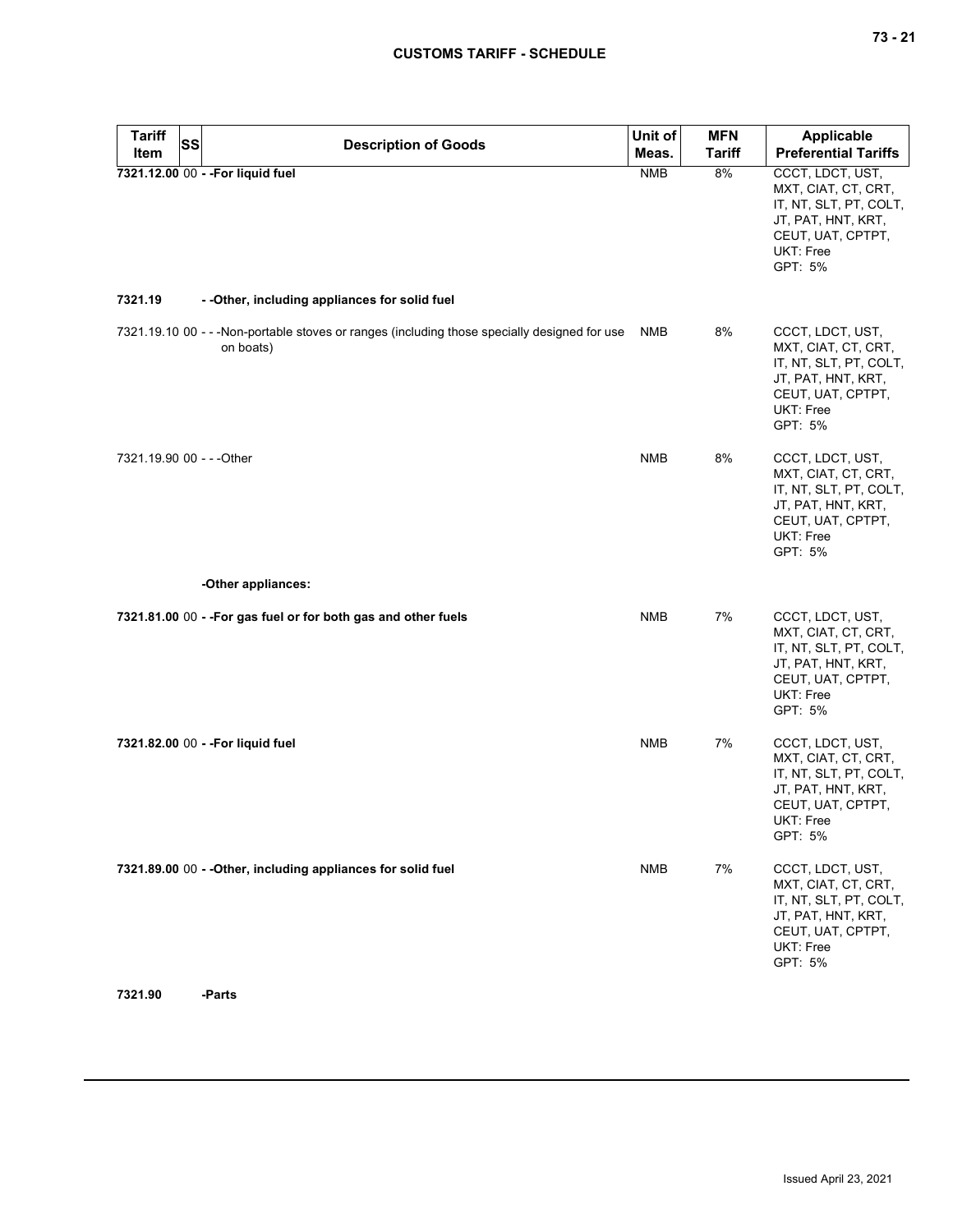| Tariff Item | SS | Description of Goods | Unit of Meas. | MFN Tariff | Applicable Preferential Tariffs |
|---|---|---|---|---|---|
| **7321.12.00** | 00 | **- -For liquid fuel** | NMB | 8% | CCCT, LDCT, UST, MXT, CIAT, CT, CRT, IT, NT, SLT, PT, COLT, JT, PAT, HNT, KRT, CEUT, UAT, CPTPT, UKT: Free<br>GPT: 5% |
| **7321.19** | | **- -Other, including appliances for solid fuel** | | | |
| 7321.19.10 | 00 | - - -Non-portable stoves or ranges (including those specially designed for use on boats) | NMB | 8% | CCCT, LDCT, UST, MXT, CIAT, CT, CRT, IT, NT, SLT, PT, COLT, JT, PAT, HNT, KRT, CEUT, UAT, CPTPT, UKT: Free<br>GPT: 5% |
| 7321.19.90 | 00 | - - -Other | NMB | 8% | CCCT, LDCT, UST, MXT, CIAT, CT, CRT, IT, NT, SLT, PT, COLT, JT, PAT, HNT, KRT, CEUT, UAT, CPTPT, UKT: Free<br>GPT: 5% |
| | | **-Other appliances:** | | | |
| **7321.81.00** | 00 | **- -For gas fuel or for both gas and other fuels** | NMB | 7% | CCCT, LDCT, UST, MXT, CIAT, CT, CRT, IT, NT, SLT, PT, COLT, JT, PAT, HNT, KRT, CEUT, UAT, CPTPT, UKT: Free<br>GPT: 5% |
| **7321.82.00** | 00 | **- -For liquid fuel** | NMB | 7% | CCCT, LDCT, UST, MXT, CIAT, CT, CRT, IT, NT, SLT, PT, COLT, JT, PAT, HNT, KRT, CEUT, UAT, CPTPT, UKT: Free<br>GPT: 5% |
| **7321.89.00** | 00 | **- -Other, including appliances for solid fuel** | NMB | 7% | CCCT, LDCT, UST, MXT, CIAT, CT, CRT, IT, NT, SLT, PT, COLT, JT, PAT, HNT, KRT, CEUT, UAT, CPTPT, UKT: Free<br>GPT: 5% |
| **7321.90** | | **-Parts** | | | |

Issued April 23, 2021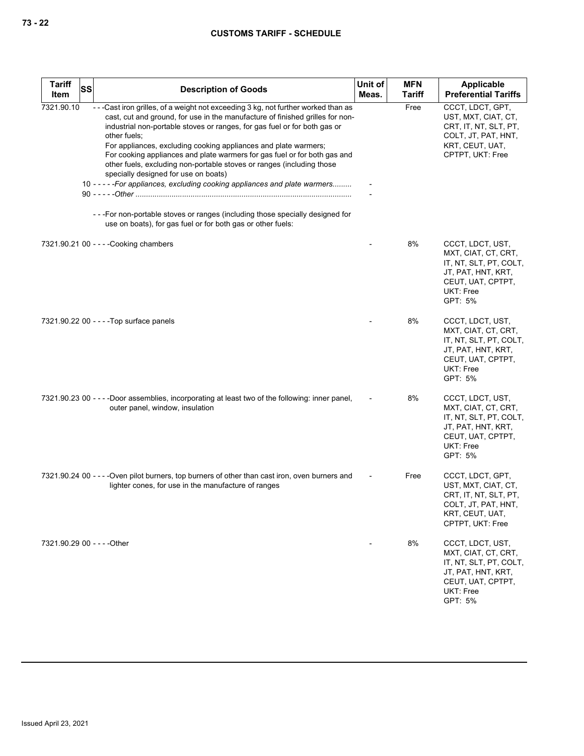| Tariff Item | SS | Description of Goods | Unit of Meas. | MFN Tariff | Applicable Preferential Tariffs |
|---|---|---|---|---|---|
| 7321.90.10 | | - - -Cast iron grilles, of a weight not exceeding 3 kg, not further worked than as cast, cut and ground, for use in the manufacture of finished grilles for non-industrial non-portable stoves or ranges, for gas fuel or for both gas or other fuels;<br>For appliances, excluding cooking appliances and plate warmers;<br>For cooking appliances and plate warmers for gas fuel or for both gas and other fuels, excluding non-portable stoves or ranges (including those specially designed for use on boats) | | Free | CCCT, LDCT, GPT, UST, MXT, CIAT, CT, CRT, IT, NT, SLT, PT, COLT, JT, PAT, HNT, KRT, CEUT, UAT, CPTPT, UKT: Free |
| | 10 | - - - - -*For appliances, excluding cooking appliances and plate warmers* | - | | |
| | 90 | - - - - -*Other* | - | | |
| | | - - -For non-portable stoves or ranges (including those specially designed for use on boats), for gas fuel or for both gas or other fuels: | | | |
| 7321.90.21 | 00 | - - - -Cooking chambers | - | 8% | CCCT, LDCT, UST, MXT, CIAT, CT, CRT, IT, NT, SLT, PT, COLT, JT, PAT, HNT, KRT, CEUT, UAT, CPTPT, UKT: Free<br>GPT: 5% |
| 7321.90.22 | 00 | - - - -Top surface panels | - | 8% | CCCT, LDCT, UST, MXT, CIAT, CT, CRT, IT, NT, SLT, PT, COLT, JT, PAT, HNT, KRT, CEUT, UAT, CPTPT, UKT: Free<br>GPT: 5% |
| 7321.90.23 | 00 | - - - -Door assemblies, incorporating at least two of the following: inner panel, outer panel, window, insulation | - | 8% | CCCT, LDCT, UST, MXT, CIAT, CT, CRT, IT, NT, SLT, PT, COLT, JT, PAT, HNT, KRT, CEUT, UAT, CPTPT, UKT: Free<br>GPT: 5% |
| 7321.90.24 | 00 | - - - -Oven pilot burners, top burners of other than cast iron, oven burners and lighter cones, for use in the manufacture of ranges | - | Free | CCCT, LDCT, GPT, UST, MXT, CIAT, CT, CRT, IT, NT, SLT, PT, COLT, JT, PAT, HNT, KRT, CEUT, UAT, CPTPT, UKT: Free |
| 7321.90.29 | 00 | - - - -Other | - | 8% | CCCT, LDCT, UST, MXT, CIAT, CT, CRT, IT, NT, SLT, PT, COLT, JT, PAT, HNT, KRT, CEUT, UAT, CPTPT, UKT: Free<br>GPT: 5% |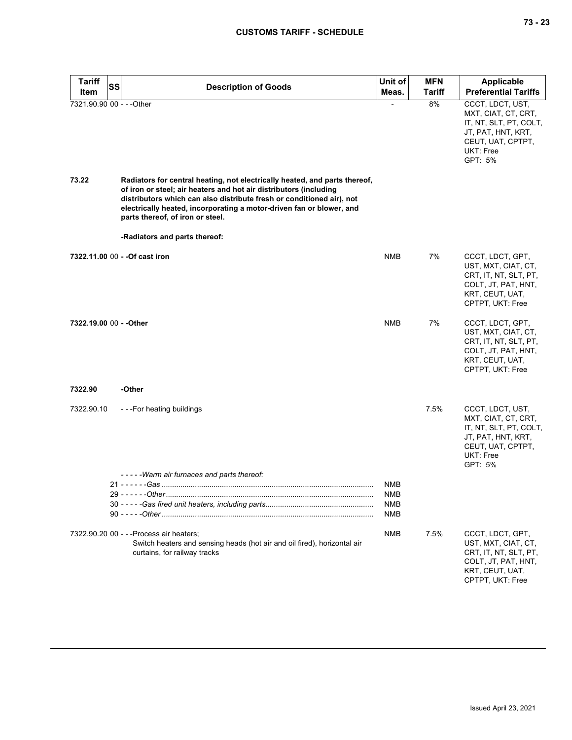| Tariff Item | SS | Description of Goods | Unit of Meas. | MFN Tariff | Applicable Preferential Tariffs |
|---|---|---|---|---|---|
| 7321.90.90 | 00 | - - -Other | - | 8% | CCCT, LDCT, UST, MXT, CIAT, CT, CRT, IT, NT, SLT, PT, COLT, JT, PAT, HNT, KRT, CEUT, UAT, CPTPT, UKT: Free<br>GPT: 5% |
| **73.22** | | **Radiators for central heating, not electrically heated, and parts thereof, of iron or steel; air heaters and hot air distributors (including distributors which can also distribute fresh or conditioned air), not electrically heated, incorporating a motor-driven fan or blower, and parts thereof, of iron or steel.** | | | |
| | | **-Radiators and parts thereof:** | | | |
| **7322.11.00** | 00 | **- -Of cast iron** | NMB | 7% | CCCT, LDCT, GPT, UST, MXT, CIAT, CT, CRT, IT, NT, SLT, PT, COLT, JT, PAT, HNT, KRT, CEUT, UAT, CPTPT, UKT: Free |
| **7322.19.00** | 00 | **- -Other** | NMB | 7% | CCCT, LDCT, GPT, UST, MXT, CIAT, CT, CRT, IT, NT, SLT, PT, COLT, JT, PAT, HNT, KRT, CEUT, UAT, CPTPT, UKT: Free |
| **7322.90** | | **-Other** | | | |
| 7322.90.10 | | - - -For heating buildings | | 7.5% | CCCT, LDCT, UST, MXT, CIAT, CT, CRT, IT, NT, SLT, PT, COLT, JT, PAT, HNT, KRT, CEUT, UAT, CPTPT, UKT: Free<br>GPT: 5% |
| | | *- - - - -Warm air furnaces and parts thereof:* | | | |
| | 21 | *- - - - - -Gas* | NMB | | |
| | 29 | *- - - - - -Other* | NMB | | |
| | 30 | *- - - - -Gas fired unit heaters, including parts* | NMB | | |
| | 90 | *- - - - -Other* | NMB | | |
| 7322.90.20 | 00 | - - -Process air heaters;<br>Switch heaters and sensing heads (hot air and oil fired), horizontal air curtains, for railway tracks | NMB | 7.5% | CCCT, LDCT, GPT, UST, MXT, CIAT, CT, CRT, IT, NT, SLT, PT, COLT, JT, PAT, HNT, KRT, CEUT, UAT, CPTPT, UKT: Free |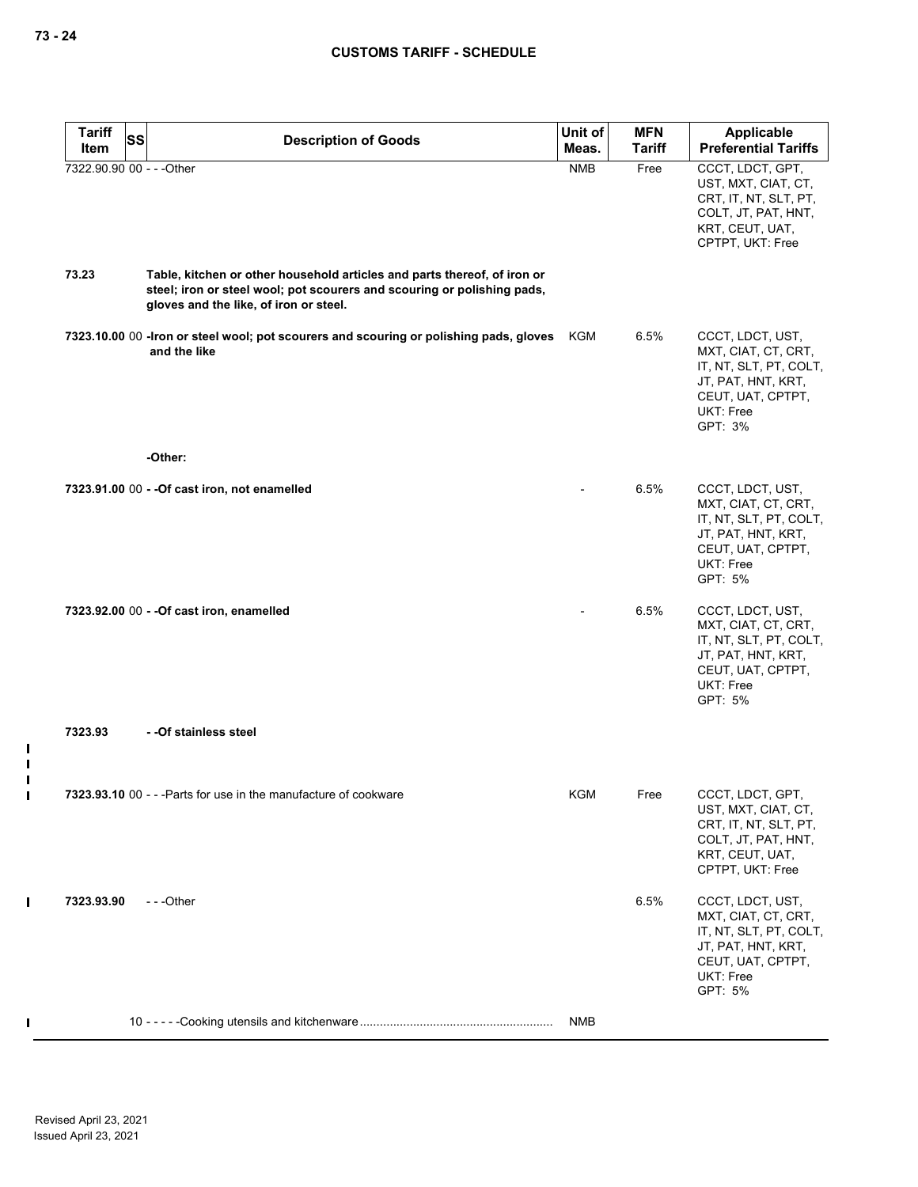| Tariff Item | SS | Description of Goods | Unit of Meas. | MFN Tariff | Applicable Preferential Tariffs |
|---|---|---|---|---|---|
| 7322.90.90 | 00 | - - -Other | NMB | Free | CCCT, LDCT, GPT, UST, MXT, CIAT, CT, CRT, IT, NT, SLT, PT, COLT, JT, PAT, HNT, KRT, CEUT, UAT, CPTPT, UKT: Free |
| **73.23** | | **Table, kitchen or other household articles and parts thereof, of iron or steel; iron or steel wool; pot scourers and scouring or polishing pads, gloves and the like, of iron or steel.** | | | |
| **7323.10.00** | 00 | **-Iron or steel wool; pot scourers and scouring or polishing pads, gloves and the like** | KGM | 6.5% | CCCT, LDCT, UST, MXT, CIAT, CT, CRT, IT, NT, SLT, PT, COLT, JT, PAT, HNT, KRT, CEUT, UAT, CPTPT, UKT: Free<br>GPT: 3% |
| | | **-Other:** | | | |
| **7323.91.00** | 00 | **- -Of cast iron, not enamelled** | - | 6.5% | CCCT, LDCT, UST, MXT, CIAT, CT, CRT, IT, NT, SLT, PT, COLT, JT, PAT, HNT, KRT, CEUT, UAT, CPTPT, UKT: Free<br>GPT: 5% |
| **7323.92.00** | 00 | **- -Of cast iron, enamelled** | - | 6.5% | CCCT, LDCT, UST, MXT, CIAT, CT, CRT, IT, NT, SLT, PT, COLT, JT, PAT, HNT, KRT, CEUT, UAT, CPTPT, UKT: Free<br>GPT: 5% |
| **7323.93** | | **- -Of stainless steel** | | | |
| **7323.93.10** | 00 | - - -Parts for use in the manufacture of cookware | KGM | Free | CCCT, LDCT, GPT, UST, MXT, CIAT, CT, CRT, IT, NT, SLT, PT, COLT, JT, PAT, HNT, KRT, CEUT, UAT, CPTPT, UKT: Free |
| **7323.93.90** | | - - -Other | | 6.5% | CCCT, LDCT, UST, MXT, CIAT, CT, CRT, IT, NT, SLT, PT, COLT, JT, PAT, HNT, KRT, CEUT, UAT, CPTPT, UKT: Free<br>GPT: 5% |
| | 10 | - - - - -Cooking utensils and kitchenware | NMB | | |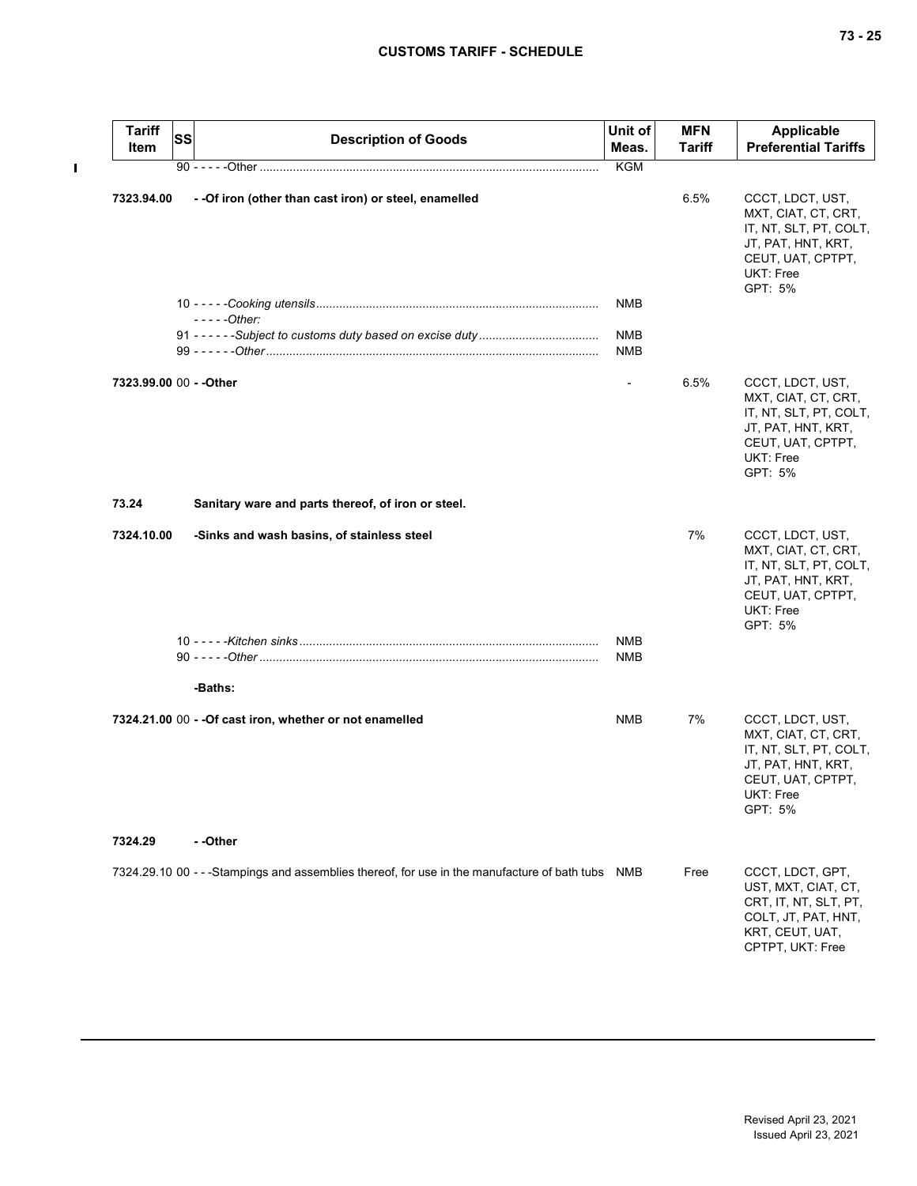| Tariff Item | SS | Description of Goods | Unit of Meas. | MFN Tariff | Applicable Preferential Tariffs |
|---|---|---|---|---|---|
| | | 90 - - - - -Other | KGM | | |
| 7323.94.00 | | - -Of iron (other than cast iron) or steel, enamelled | | 6.5% | CCCT, LDCT, UST, MXT, CIAT, CT, CRT, IT, NT, SLT, PT, COLT, JT, PAT, HNT, KRT, CEUT, UAT, CPTPT, UKT: Free GPT: 5% |
| | | 10 - - - - -*Cooking utensils* | NMB | | |
| | | - - - - -*Other:* | | | |
| | | 91 - - - - - -*Subject to customs duty based on excise duty* | NMB | | |
| | | 99 - - - - - -*Other* | NMB | | |
| 7323.99.00 | 00 | - -Other | - | 6.5% | CCCT, LDCT, UST, MXT, CIAT, CT, CRT, IT, NT, SLT, PT, COLT, JT, PAT, HNT, KRT, CEUT, UAT, CPTPT, UKT: Free GPT: 5% |
| 73.24 | | **Sanitary ware and parts thereof, of iron or steel.** | | | |
| 7324.10.00 | | -Sinks and wash basins, of stainless steel | | 7% | CCCT, LDCT, UST, MXT, CIAT, CT, CRT, IT, NT, SLT, PT, COLT, JT, PAT, HNT, KRT, CEUT, UAT, CPTPT, UKT: Free GPT: 5% |
| | | 10 - - - - -*Kitchen sinks* | NMB | | |
| | | 90 - - - - -*Other* | NMB | | |
| | | -Baths: | | | |
| 7324.21.00 | 00 | - -Of cast iron, whether or not enamelled | NMB | 7% | CCCT, LDCT, UST, MXT, CIAT, CT, CRT, IT, NT, SLT, PT, COLT, JT, PAT, HNT, KRT, CEUT, UAT, CPTPT, UKT: Free GPT: 5% |
| 7324.29 | | - -Other | | | |
| 7324.29.10 | 00 | - - -Stampings and assemblies thereof, for use in the manufacture of bath tubs | NMB | Free | CCCT, LDCT, GPT, UST, MXT, CIAT, CT, CRT, IT, NT, SLT, PT, COLT, JT, PAT, HNT, KRT, CEUT, UAT, CPTPT, UKT: Free |

Revised April 23, 2021
Issued April 23, 2021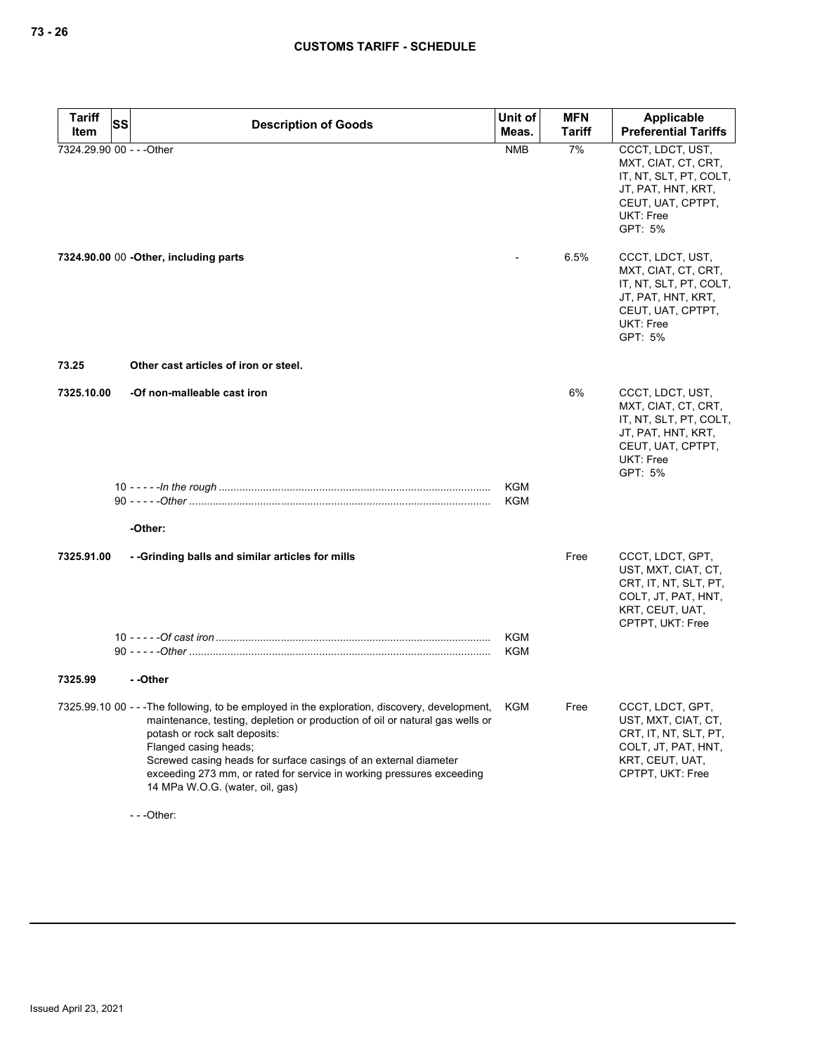| Tariff Item | SS | Description of Goods | Unit of Meas. | MFN Tariff | Applicable Preferential Tariffs |
|---|---|---|---|---|---|
| 7324.29.90 | 00 | - - -Other | NMB | 7% | CCCT, LDCT, UST, MXT, CIAT, CT, CRT, IT, NT, SLT, PT, COLT, JT, PAT, HNT, KRT, CEUT, UAT, CPTPT, UKT: Free GPT: 5% |
| **7324.90.00** | 00 | **-Other, including parts** | - | 6.5% | CCCT, LDCT, UST, MXT, CIAT, CT, CRT, IT, NT, SLT, PT, COLT, JT, PAT, HNT, KRT, CEUT, UAT, CPTPT, UKT: Free GPT: 5% |
| **73.25** | | **Other cast articles of iron or steel.** | | | |
| **7325.10.00** | | **-Of non-malleable cast iron** | | 6% | CCCT, LDCT, UST, MXT, CIAT, CT, CRT, IT, NT, SLT, PT, COLT, JT, PAT, HNT, KRT, CEUT, UAT, CPTPT, UKT: Free GPT: 5% |
| | 10 | - - - - -*In the rough* | KGM | | |
| | 90 | - - - - -*Other* | KGM | | |
| | | **-Other:** | | | |
| **7325.91.00** | | **- -Grinding balls and similar articles for mills** | | Free | CCCT, LDCT, GPT, UST, MXT, CIAT, CT, CRT, IT, NT, SLT, PT, COLT, JT, PAT, HNT, KRT, CEUT, UAT, CPTPT, UKT: Free |
| | 10 | - - - - -*Of cast iron* | KGM | | |
| | 90 | - - - - -*Other* | KGM | | |
| **7325.99** | | **- -Other** | | | |
| 7325.99.10 | 00 | - - -The following, to be employed in the exploration, discovery, development, maintenance, testing, depletion or production of oil or natural gas wells or potash or rock salt deposits:<br>Flanged casing heads;<br>Screwed casing heads for surface casings of an external diameter exceeding 273 mm, or rated for service in working pressures exceeding 14 MPa W.O.G. (water, oil, gas) | KGM | Free | CCCT, LDCT, GPT, UST, MXT, CIAT, CT, CRT, IT, NT, SLT, PT, COLT, JT, PAT, HNT, KRT, CEUT, UAT, CPTPT, UKT: Free |
| | | - - -Other: | | | |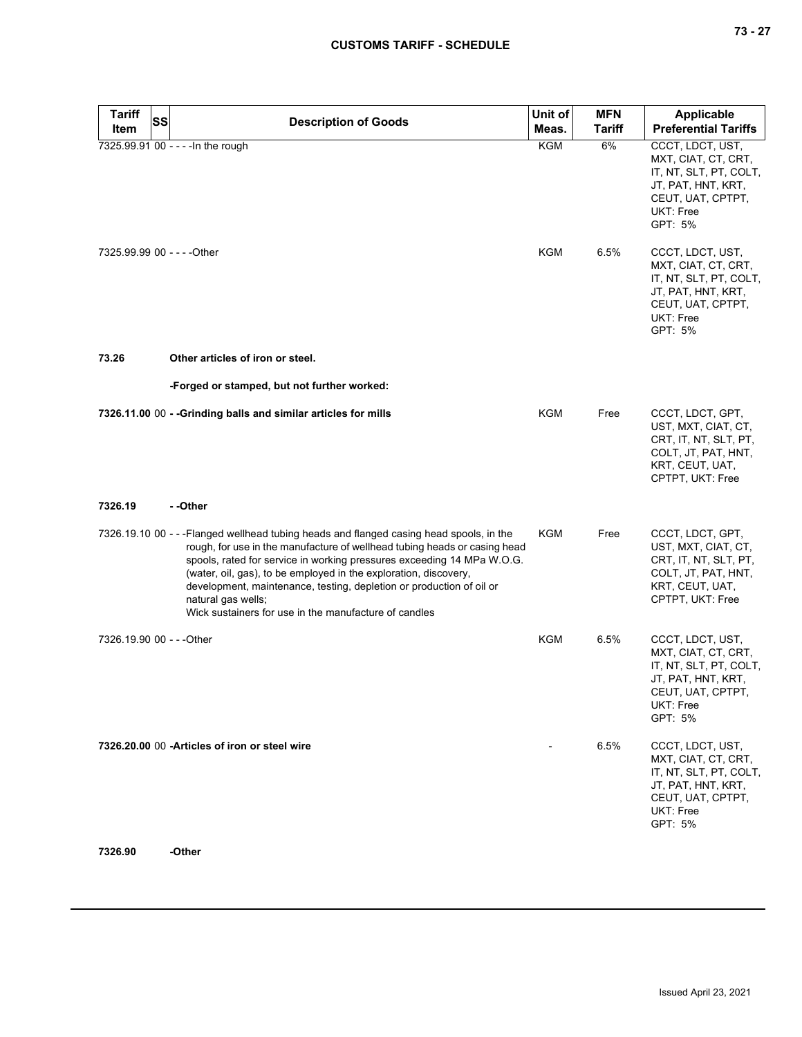| Tariff Item | SS | Description of Goods | Unit of Meas. | MFN Tariff | Applicable Preferential Tariffs |
|---|---|---|---|---|---|
| 7325.99.91 | 00 | - - - -In the rough | KGM | 6% | CCCT, LDCT, UST, MXT, CIAT, CT, CRT, IT, NT, SLT, PT, COLT, JT, PAT, HNT, KRT, CEUT, UAT, CPTPT, UKT: Free<br>GPT: 5% |
| 7325.99.99 | 00 | - - - -Other | KGM | 6.5% | CCCT, LDCT, UST, MXT, CIAT, CT, CRT, IT, NT, SLT, PT, COLT, JT, PAT, HNT, KRT, CEUT, UAT, CPTPT, UKT: Free<br>GPT: 5% |
| **73.26** | | **Other articles of iron or steel.** | | | |
| | | **-Forged or stamped, but not further worked:** | | | |
| **7326.11.00** | 00 | **- -Grinding balls and similar articles for mills** | KGM | Free | CCCT, LDCT, GPT, UST, MXT, CIAT, CT, CRT, IT, NT, SLT, PT, COLT, JT, PAT, HNT, KRT, CEUT, UAT, CPTPT, UKT: Free |
| **7326.19** | | **- -Other** | | | |
| 7326.19.10 | 00 | - - -Flanged wellhead tubing heads and flanged casing head spools, in the rough, for use in the manufacture of wellhead tubing heads or casing head spools, rated for service in working pressures exceeding 14 MPa W.O.G. (water, oil, gas), to be employed in the exploration, discovery, development, maintenance, testing, depletion or production of oil or natural gas wells;<br>Wick sustainers for use in the manufacture of candles | KGM | Free | CCCT, LDCT, GPT, UST, MXT, CIAT, CT, CRT, IT, NT, SLT, PT, COLT, JT, PAT, HNT, KRT, CEUT, UAT, CPTPT, UKT: Free |
| 7326.19.90 | 00 | - - -Other | KGM | 6.5% | CCCT, LDCT, UST, MXT, CIAT, CT, CRT, IT, NT, SLT, PT, COLT, JT, PAT, HNT, KRT, CEUT, UAT, CPTPT, UKT: Free<br>GPT: 5% |
| **7326.20.00** | 00 | **-Articles of iron or steel wire** | - | 6.5% | CCCT, LDCT, UST, MXT, CIAT, CT, CRT, IT, NT, SLT, PT, COLT, JT, PAT, HNT, KRT, CEUT, UAT, CPTPT, UKT: Free<br>GPT: 5% |
| **7326.90** | | **-Other** | | | |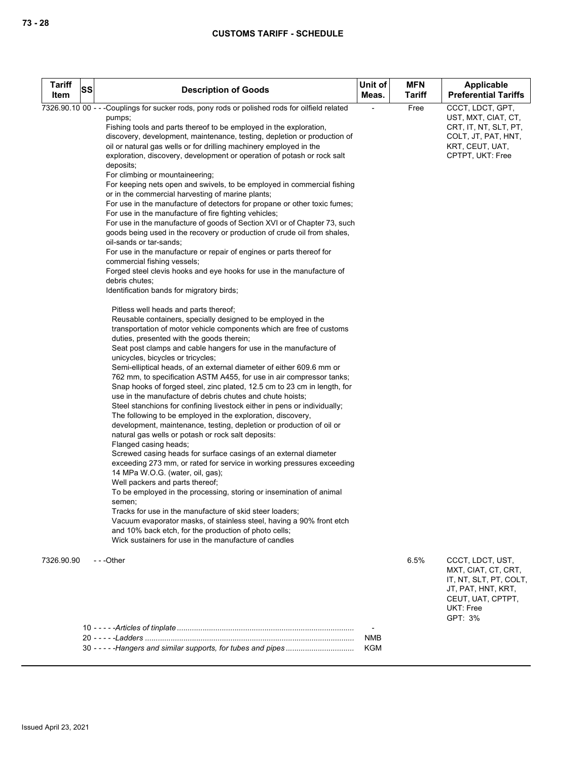| Tariff Item | SS | Description of Goods | Unit of Meas. | MFN Tariff | Applicable Preferential Tariffs |
|---|---|---|---|---|---|
| 7326.90.10 | 00 | - - -Couplings for sucker rods, pony rods or polished rods for oilfield related pumps;<br>Fishing tools and parts thereof to be employed in the exploration, discovery, development, maintenance, testing, depletion or production of oil or natural gas wells or for drilling machinery employed in the exploration, discovery, development or operation of potash or rock salt deposits;<br>For climbing or mountaineering;<br>For keeping nets open and swivels, to be employed in commercial fishing or in the commercial harvesting of marine plants;<br>For use in the manufacture of detectors for propane or other toxic fumes;<br>For use in the manufacture of fire fighting vehicles;<br>For use in the manufacture of goods of Section XVI or of Chapter 73, such goods being used in the recovery or production of crude oil from shales, oil-sands or tar-sands;<br>For use in the manufacture or repair of engines or parts thereof for commercial fishing vessels;<br>Forged steel clevis hooks and eye hooks for use in the manufacture of debris chutes;<br>Identification bands for migratory birds;<br><br>Pitless well heads and parts thereof;<br>Reusable containers, specially designed to be employed in the transportation of motor vehicle components which are free of customs duties, presented with the goods therein;<br>Seat post clamps and cable hangers for use in the manufacture of unicycles, bicycles or tricycles;<br>Semi-elliptical heads, of an external diameter of either 609.6 mm or 762 mm, to specification ASTM A455, for use in air compressor tanks;<br>Snap hooks of forged steel, zinc plated, 12.5 cm to 23 cm in length, for use in the manufacture of debris chutes and chute hoists;<br>Steel stanchions for confining livestock either in pens or individually;<br>The following to be employed in the exploration, discovery, development, maintenance, testing, depletion or production of oil or natural gas wells or potash or rock salt deposits:<br>Flanged casing heads;<br>Screwed casing heads for surface casings of an external diameter exceeding 273 mm, or rated for service in working pressures exceeding 14 MPa W.O.G. (water, oil, gas);<br>Well packers and parts thereof;<br>To be employed in the processing, storing or insemination of animal semen;<br>Tracks for use in the manufacture of skid steer loaders;<br>Vacuum evaporator masks, of stainless steel, having a 90% front etch and 10% back etch, for the production of photo cells;<br>Wick sustainers for use in the manufacture of candles | - | Free | CCCT, LDCT, GPT, UST, MXT, CIAT, CT, CRT, IT, NT, SLT, PT, COLT, JT, PAT, HNT, KRT, CEUT, UAT, CPTPT, UKT: Free |
| 7326.90.90 | | - - -Other | | 6.5% | CCCT, LDCT, UST, MXT, CIAT, CT, CRT, IT, NT, SLT, PT, COLT, JT, PAT, HNT, KRT, CEUT, UAT, CPTPT, UKT: Free<br>GPT: 3% |
| | 10 | - - - - -*Articles of tinplate* | - | | |
| | 20 | - - - - -*Ladders* | NMB | | |
| | 30 | - - - - -*Hangers and similar supports, for tubes and pipes* | KGM | | |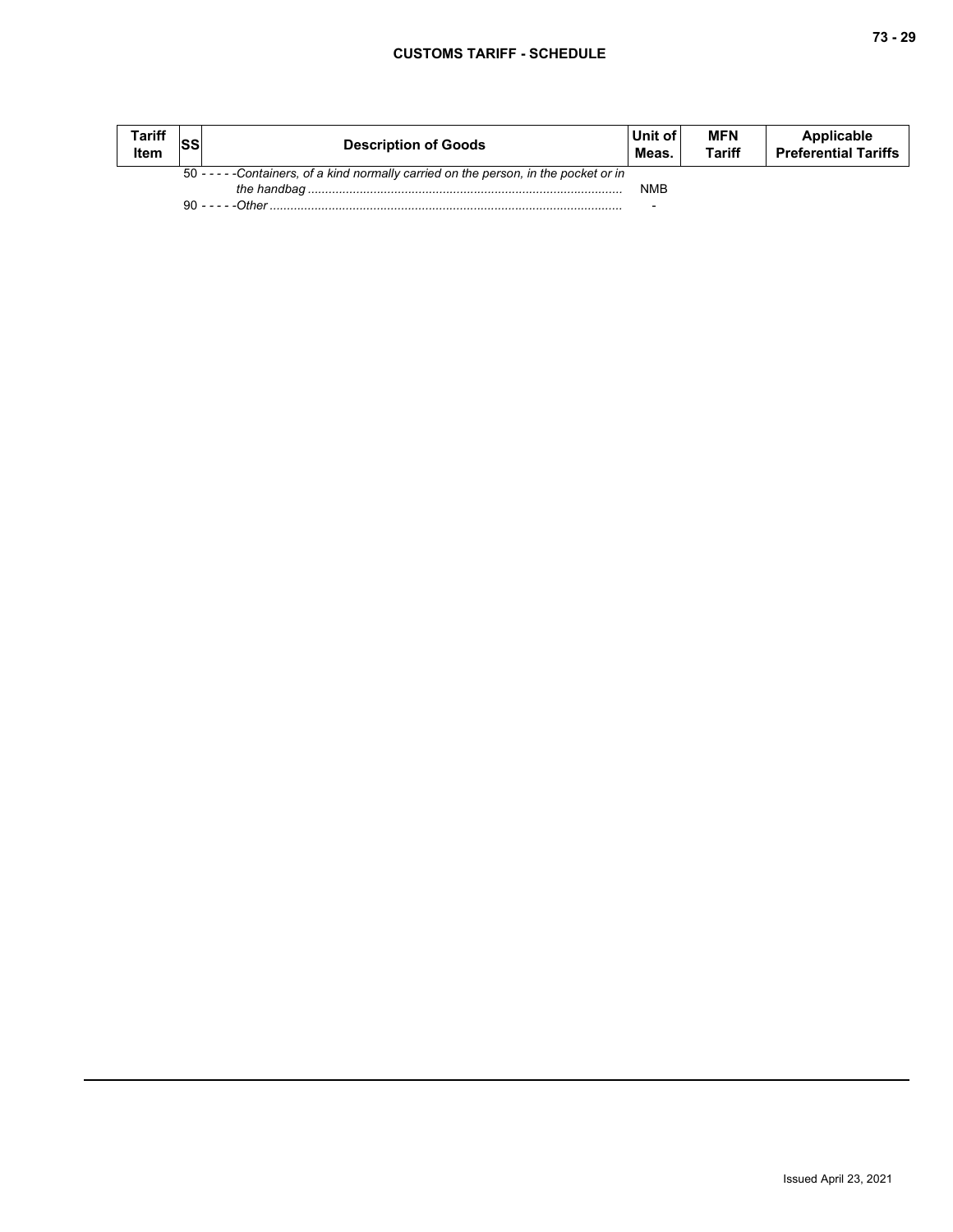| Tariff Item | SS | Description of Goods | Unit of Meas. | MFN Tariff | Applicable Preferential Tariffs |
|---|---|---|---|---|---|
| | 50 | - - - - -*Containers, of a kind normally carried on the person, in the pocket or in the handbag* | NMB | | |
| | 90 | - - - - -*Other* | - | | |